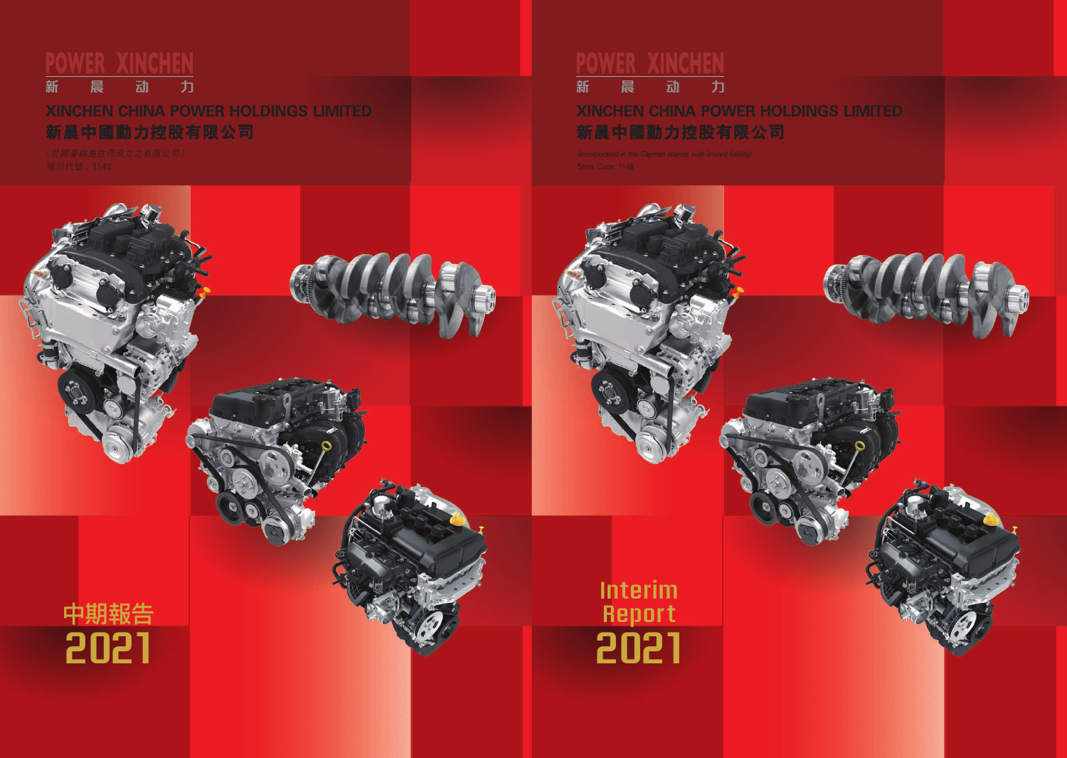POWER XINCHEN

新 晨 动 力

# XINCHEN CHINA POWER HOLDINGS LIMITED

# 新晨中國動力控股有限公司

（於開曼群島註冊成立之有限公司）

股份代號：1148

# 中期報告 2021

POWER XINCHEN

新 晨 动 力

# XINCHEN CHINA POWER HOLDINGS LIMITED

# 新晨中國動力控股有限公司

*(Incorporated in the Cayman Islands with limited liability)*

Stock Code: 1148

# Interim Report 2021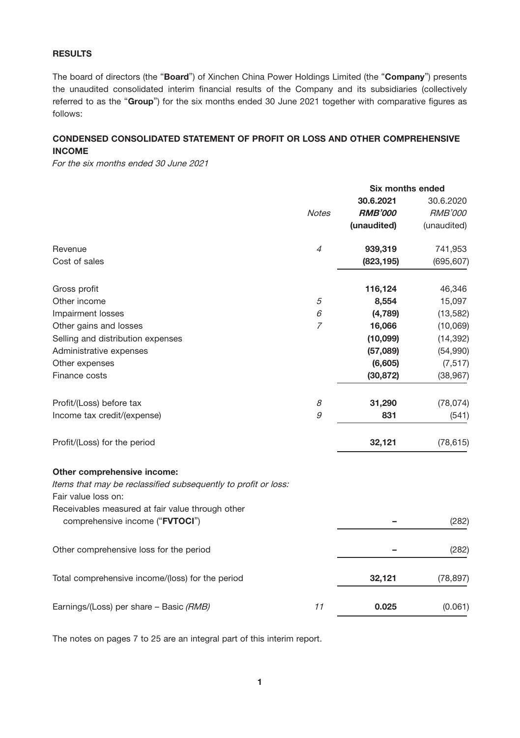## RESULTS

The board of directors (the "**Board**") of Xinchen China Power Holdings Limited (the "**Company**") presents the unaudited consolidated interim financial results of the Company and its subsidiaries (collectively referred to as the "**Group**") for the six months ended 30 June 2021 together with comparative figures as follows:

## CONDENSED CONSOLIDATED STATEMENT OF PROFIT OR LOSS AND OTHER COMPREHENSIVE INCOME

*For the six months ended 30 June 2021*

| | | Six months ended | |
|---|---|---|---|
| | | **30.6.2021** | 30.6.2020 |
| | *Notes* | ***RMB'000*** | *RMB'000* |
| | | **(unaudited)** | (unaudited) |
| Revenue | *4* | **939,319** | 741,953 |
| Cost of sales | | **(823,195)** | (695,607) |
| Gross profit | | **116,124** | 46,346 |
| Other income | *5* | **8,554** | 15,097 |
| Impairment losses | *6* | **(4,789)** | (13,582) |
| Other gains and losses | *7* | **16,066** | (10,069) |
| Selling and distribution expenses | | **(10,099)** | (14,392) |
| Administrative expenses | | **(57,089)** | (54,990) |
| Other expenses | | **(6,605)** | (7,517) |
| Finance costs | | **(30,872)** | (38,967) |
| Profit/(Loss) before tax | *8* | **31,290** | (78,074) |
| Income tax credit/(expense) | *9* | **831** | (541) |
| Profit/(Loss) for the period | | **32,121** | (78,615) |
| **Other comprehensive income:** | | | |
| *Items that may be reclassified subsequently to profit or loss:* | | | |
| Fair value loss on: | | | |
| Receivables measured at fair value through other comprehensive income ("**FVTOCI**") | | **–** | (282) |
| Other comprehensive loss for the period | | **–** | (282) |
| Total comprehensive income/(loss) for the period | | **32,121** | (78,897) |
| Earnings/(Loss) per share – Basic *(RMB)* | *11* | **0.025** | (0.061) |

The notes on pages 7 to 25 are an integral part of this interim report.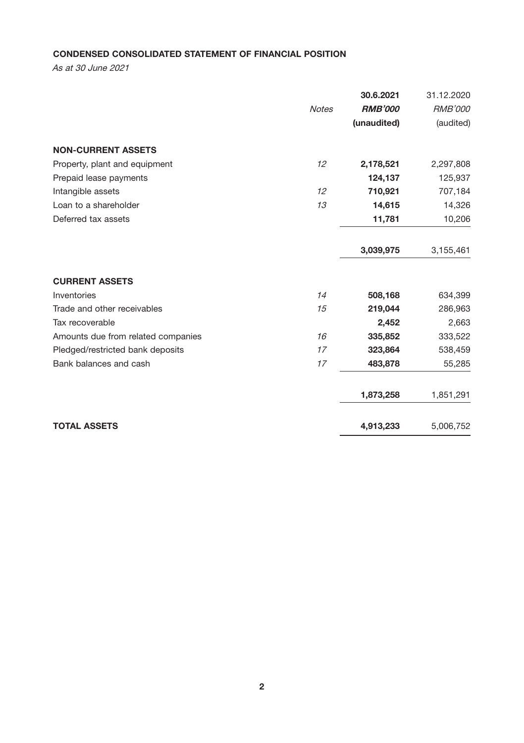**CONDENSED CONSOLIDATED STATEMENT OF FINANCIAL POSITION**

*As at 30 June 2021*

| | *Notes* | **30.6.2021** | 31.12.2020 |
|---|---|---|---|
| | | ***RMB'000*** | *RMB'000* |
| | | **(unaudited)** | (audited) |
| **NON-CURRENT ASSETS** | | | |
| Property, plant and equipment | *12* | **2,178,521** | 2,297,808 |
| Prepaid lease payments | | **124,137** | 125,937 |
| Intangible assets | *12* | **710,921** | 707,184 |
| Loan to a shareholder | *13* | **14,615** | 14,326 |
| Deferred tax assets | | **11,781** | 10,206 |
| | | **3,039,975** | 3,155,461 |
| **CURRENT ASSETS** | | | |
| Inventories | *14* | **508,168** | 634,399 |
| Trade and other receivables | *15* | **219,044** | 286,963 |
| Tax recoverable | | **2,452** | 2,663 |
| Amounts due from related companies | *16* | **335,852** | 333,522 |
| Pledged/restricted bank deposits | *17* | **323,864** | 538,459 |
| Bank balances and cash | *17* | **483,878** | 55,285 |
| | | **1,873,258** | 1,851,291 |
| **TOTAL ASSETS** | | **4,913,233** | 5,006,752 |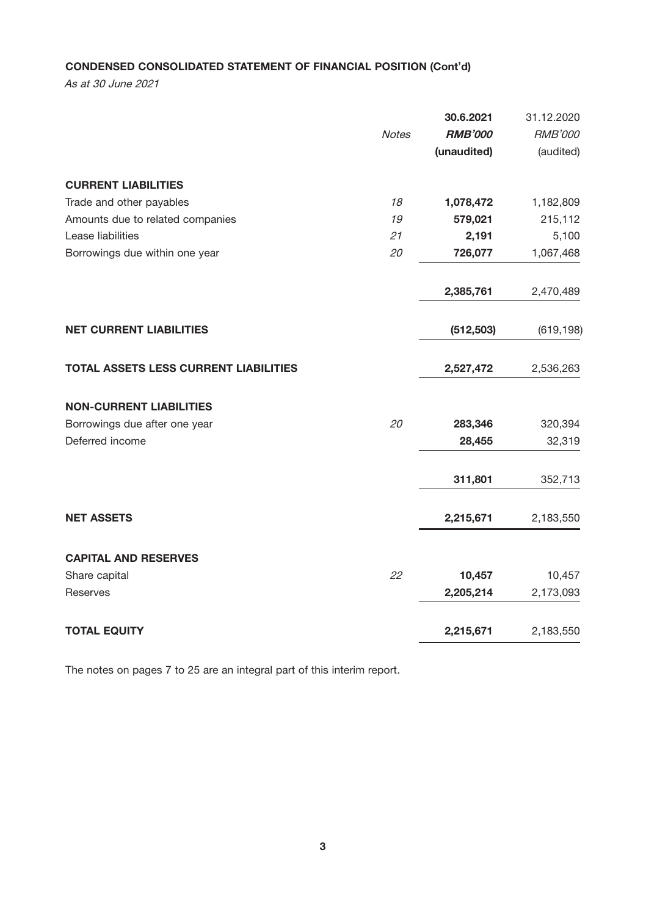**CONDENSED CONSOLIDATED STATEMENT OF FINANCIAL POSITION (Cont'd)**

*As at 30 June 2021*

| | *Notes* | **30.6.2021** | 31.12.2020 |
|---|---|---|---|
| | | ***RMB'000*** | *RMB'000* |
| | | **(unaudited)** | (audited) |
| **CURRENT LIABILITIES** | | | |
| Trade and other payables | *18* | **1,078,472** | 1,182,809 |
| Amounts due to related companies | *19* | **579,021** | 215,112 |
| Lease liabilities | *21* | **2,191** | 5,100 |
| Borrowings due within one year | *20* | **726,077** | 1,067,468 |
| | | **2,385,761** | 2,470,489 |
| **NET CURRENT LIABILITIES** | | **(512,503)** | (619,198) |
| **TOTAL ASSETS LESS CURRENT LIABILITIES** | | **2,527,472** | 2,536,263 |
| **NON-CURRENT LIABILITIES** | | | |
| Borrowings due after one year | *20* | **283,346** | 320,394 |
| Deferred income | | **28,455** | 32,319 |
| | | **311,801** | 352,713 |
| **NET ASSETS** | | **2,215,671** | 2,183,550 |
| **CAPITAL AND RESERVES** | | | |
| Share capital | *22* | **10,457** | 10,457 |
| Reserves | | **2,205,214** | 2,173,093 |
| **TOTAL EQUITY** | | **2,215,671** | 2,183,550 |

The notes on pages 7 to 25 are an integral part of this interim report.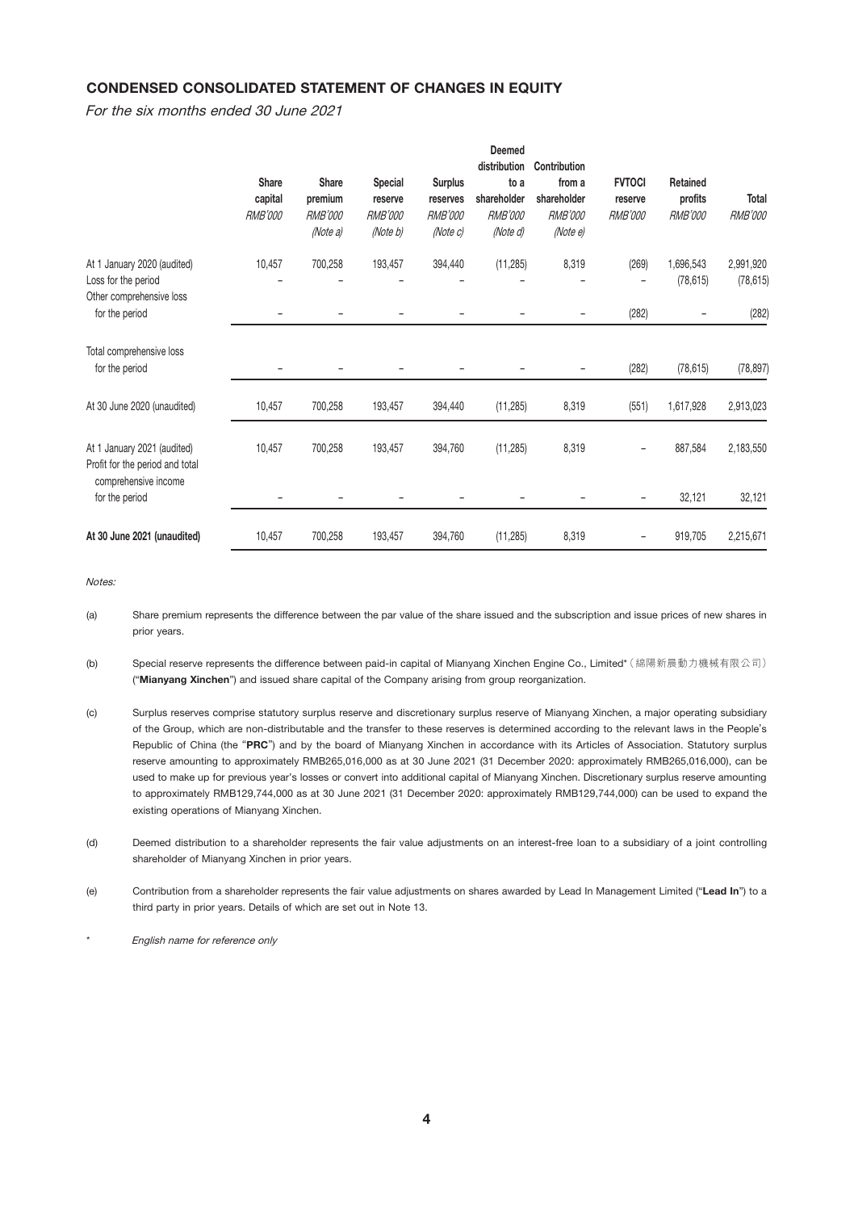## CONDENSED CONSOLIDATED STATEMENT OF CHANGES IN EQUITY

*For the six months ended 30 June 2021*

| | Share capital | Share premium | Special reserve | Surplus reserves | Deemed distribution to a shareholder | Contribution from a shareholder | FVTOCI reserve | Retained profits | Total |
|---|---|---|---|---|---|---|---|---|---|
| | *RMB'000* | *RMB'000* *(Note a)* | *RMB'000* *(Note b)* | *RMB'000* *(Note c)* | *RMB'000* *(Note d)* | *RMB'000* *(Note e)* | *RMB'000* | *RMB'000* | *RMB'000* |
| At 1 January 2020 (audited) | 10,457 | 700,258 | 193,457 | 394,440 | (11,285) | 8,319 | (269) | 1,696,543 | 2,991,920 |
| Loss for the period | – | – | – | – | – | – | – | (78,615) | (78,615) |
| Other comprehensive loss for the period | – | – | – | – | – | – | (282) | – | (282) |
| Total comprehensive loss for the period | – | – | – | – | – | – | (282) | (78,615) | (78,897) |
| At 30 June 2020 (unaudited) | 10,457 | 700,258 | 193,457 | 394,440 | (11,285) | 8,319 | (551) | 1,617,928 | 2,913,023 |
| At 1 January 2021 (audited) | 10,457 | 700,258 | 193,457 | 394,760 | (11,285) | 8,319 | – | 887,584 | 2,183,550 |
| Profit for the period and total comprehensive income for the period | – | – | – | – | – | – | – | 32,121 | 32,121 |
| **At 30 June 2021 (unaudited)** | 10,457 | 700,258 | 193,457 | 394,760 | (11,285) | 8,319 | – | 919,705 | 2,215,671 |

*Notes:*

(a) Share premium represents the difference between the par value of the share issued and the subscription and issue prices of new shares in prior years.

(b) Special reserve represents the difference between paid-in capital of Mianyang Xinchen Engine Co., Limited*（綿陽新晨動力機械有限公司）("**Mianyang Xinchen**") and issued share capital of the Company arising from group reorganization.

(c) Surplus reserves comprise statutory surplus reserve and discretionary surplus reserve of Mianyang Xinchen, a major operating subsidiary of the Group, which are non-distributable and the transfer to these reserves is determined according to the relevant laws in the People's Republic of China (the "**PRC**") and by the board of Mianyang Xinchen in accordance with its Articles of Association. Statutory surplus reserve amounting to approximately RMB265,016,000 as at 30 June 2021 (31 December 2020: approximately RMB265,016,000), can be used to make up for previous year's losses or convert into additional capital of Mianyang Xinchen. Discretionary surplus reserve amounting to approximately RMB129,744,000 as at 30 June 2021 (31 December 2020: approximately RMB129,744,000) can be used to expand the existing operations of Mianyang Xinchen.

(d) Deemed distribution to a shareholder represents the fair value adjustments on an interest-free loan to a subsidiary of a joint controlling shareholder of Mianyang Xinchen in prior years.

(e) Contribution from a shareholder represents the fair value adjustments on shares awarded by Lead In Management Limited ("**Lead In**") to a third party in prior years. Details of which are set out in Note 13.

\* *English name for reference only*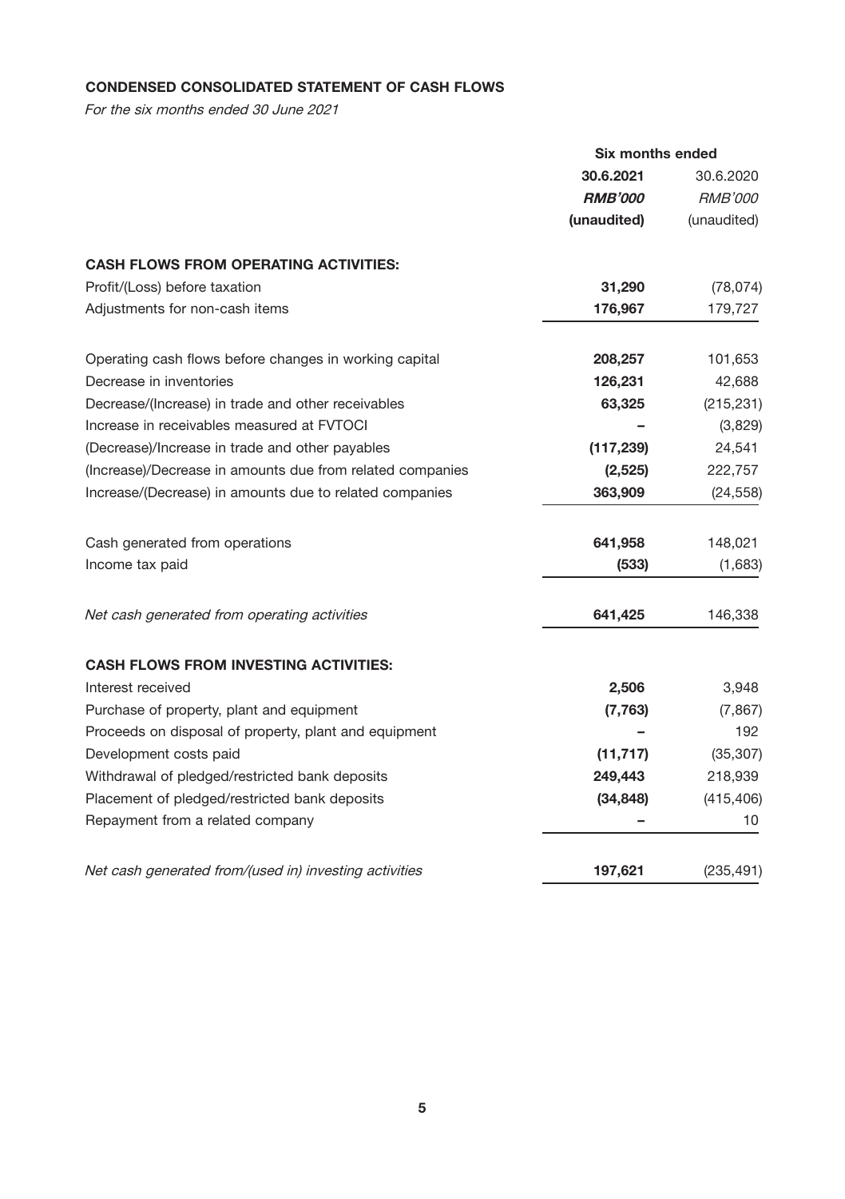**CONDENSED CONSOLIDATED STATEMENT OF CASH FLOWS**

*For the six months ended 30 June 2021*

| | Six months ended | |
|---|---|---|
| | **30.6.2021** | 30.6.2020 |
| | ***RMB'000*** | *RMB'000* |
| | **(unaudited)** | (unaudited) |
| **CASH FLOWS FROM OPERATING ACTIVITIES:** | | |
| Profit/(Loss) before taxation | **31,290** | (78,074) |
| Adjustments for non-cash items | **176,967** | 179,727 |
| Operating cash flows before changes in working capital | **208,257** | 101,653 |
| Decrease in inventories | **126,231** | 42,688 |
| Decrease/(Increase) in trade and other receivables | **63,325** | (215,231) |
| Increase in receivables measured at FVTOCI | **–** | (3,829) |
| (Decrease)/Increase in trade and other payables | **(117,239)** | 24,541 |
| (Increase)/Decrease in amounts due from related companies | **(2,525)** | 222,757 |
| Increase/(Decrease) in amounts due to related companies | **363,909** | (24,558) |
| Cash generated from operations | **641,958** | 148,021 |
| Income tax paid | **(533)** | (1,683) |
| *Net cash generated from operating activities* | **641,425** | 146,338 |
| **CASH FLOWS FROM INVESTING ACTIVITIES:** | | |
| Interest received | **2,506** | 3,948 |
| Purchase of property, plant and equipment | **(7,763)** | (7,867) |
| Proceeds on disposal of property, plant and equipment | **–** | 192 |
| Development costs paid | **(11,717)** | (35,307) |
| Withdrawal of pledged/restricted bank deposits | **249,443** | 218,939 |
| Placement of pledged/restricted bank deposits | **(34,848)** | (415,406) |
| Repayment from a related company | **–** | 10 |
| *Net cash generated from/(used in) investing activities* | **197,621** | (235,491) |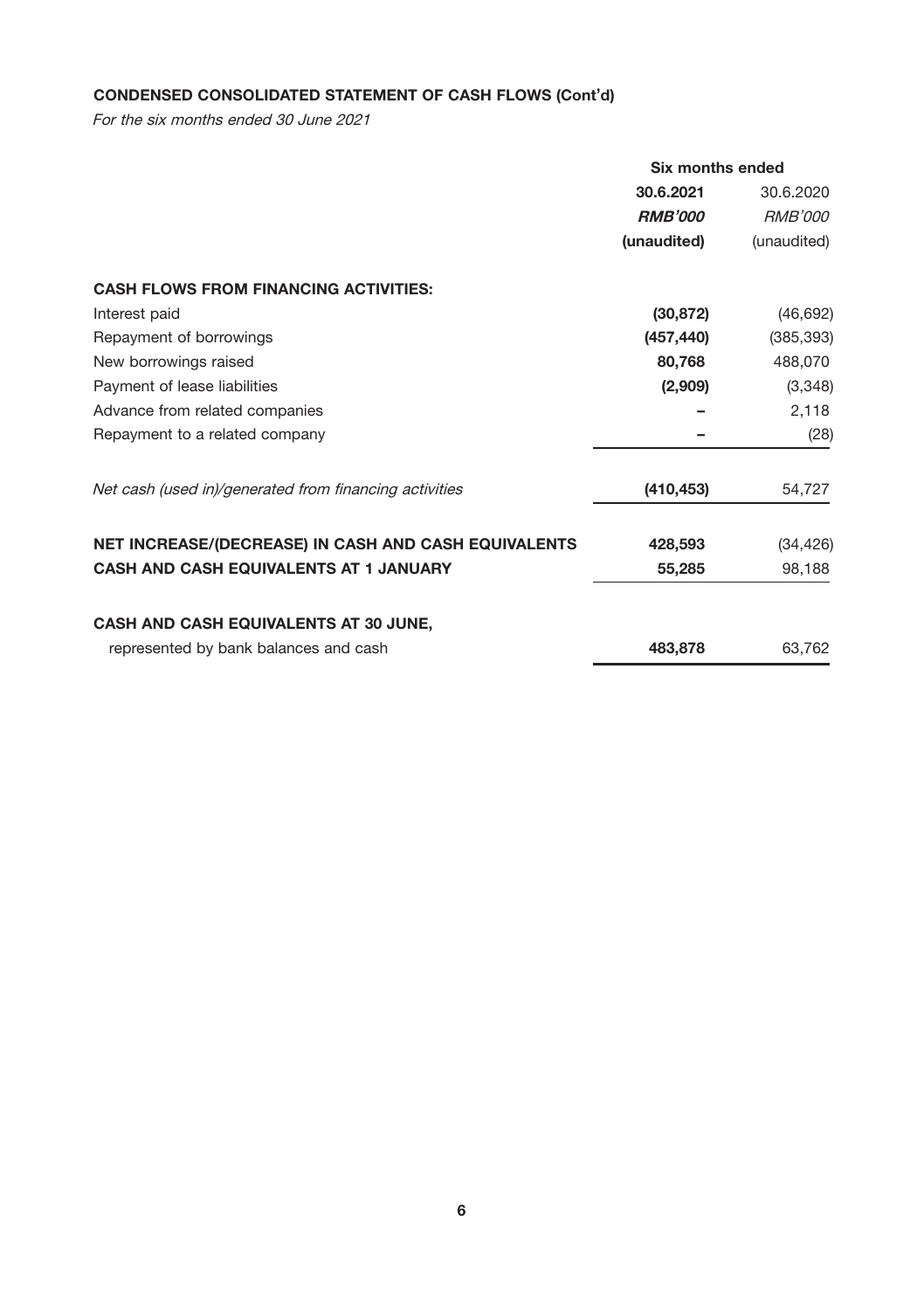## CONDENSED CONSOLIDATED STATEMENT OF CASH FLOWS (Cont'd)

*For the six months ended 30 June 2021*

| | Six months ended | |
|---|---|---|
| | **30.6.2021** | 30.6.2020 |
| | ***RMB'000*** | *RMB'000* |
| | **(unaudited)** | (unaudited) |
| **CASH FLOWS FROM FINANCING ACTIVITIES:** | | |
| Interest paid | **(30,872)** | (46,692) |
| Repayment of borrowings | **(457,440)** | (385,393) |
| New borrowings raised | **80,768** | 488,070 |
| Payment of lease liabilities | **(2,909)** | (3,348) |
| Advance from related companies | **–** | 2,118 |
| Repayment to a related company | **–** | (28) |
| *Net cash (used in)/generated from financing activities* | **(410,453)** | 54,727 |
| **NET INCREASE/(DECREASE) IN CASH AND CASH EQUIVALENTS** | **428,593** | (34,426) |
| **CASH AND CASH EQUIVALENTS AT 1 JANUARY** | **55,285** | 98,188 |
| **CASH AND CASH EQUIVALENTS AT 30 JUNE,** represented by bank balances and cash | **483,878** | 63,762 |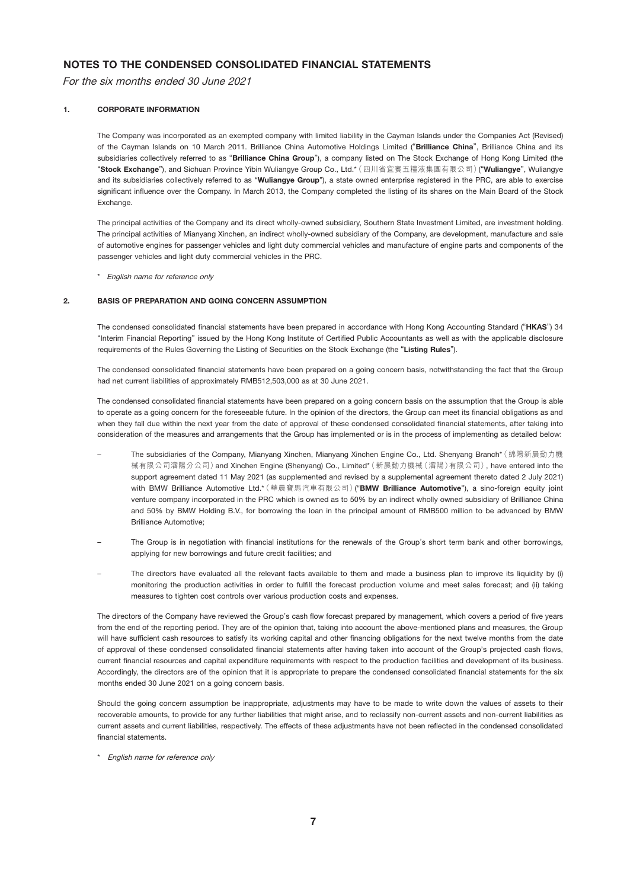# NOTES TO THE CONDENSED CONSOLIDATED FINANCIAL STATEMENTS

*For the six months ended 30 June 2021*

## 1. CORPORATE INFORMATION

The Company was incorporated as an exempted company with limited liability in the Cayman Islands under the Companies Act (Revised) of the Cayman Islands on 10 March 2011. Brilliance China Automotive Holdings Limited ("**Brilliance China**", Brilliance China and its subsidiaries collectively referred to as "**Brilliance China Group**"), a company listed on The Stock Exchange of Hong Kong Limited (the "**Stock Exchange**"), and Sichuan Province Yibin Wuliangye Group Co., Ltd.*（四川省宜賓五糧液集團有限公司）("**Wuliangye**", Wuliangye and its subsidiaries collectively referred to as "**Wuliangye Group**"), a state owned enterprise registered in the PRC, are able to exercise significant influence over the Company. In March 2013, the Company completed the listing of its shares on the Main Board of the Stock Exchange.

The principal activities of the Company and its direct wholly-owned subsidiary, Southern State Investment Limited, are investment holding. The principal activities of Mianyang Xinchen, an indirect wholly-owned subsidiary of the Company, are development, manufacture and sale of automotive engines for passenger vehicles and light duty commercial vehicles and manufacture of engine parts and components of the passenger vehicles and light duty commercial vehicles in the PRC.

\* *English name for reference only*

## 2. BASIS OF PREPARATION AND GOING CONCERN ASSUMPTION

The condensed consolidated financial statements have been prepared in accordance with Hong Kong Accounting Standard ("**HKAS**") 34 "Interim Financial Reporting" issued by the Hong Kong Institute of Certified Public Accountants as well as with the applicable disclosure requirements of the Rules Governing the Listing of Securities on the Stock Exchange (the "**Listing Rules**").

The condensed consolidated financial statements have been prepared on a going concern basis, notwithstanding the fact that the Group had net current liabilities of approximately RMB512,503,000 as at 30 June 2021.

The condensed consolidated financial statements have been prepared on a going concern basis on the assumption that the Group is able to operate as a going concern for the foreseeable future. In the opinion of the directors, the Group can meet its financial obligations as and when they fall due within the next year from the date of approval of these condensed consolidated financial statements, after taking into consideration of the measures and arrangements that the Group has implemented or is in the process of implementing as detailed below:

- The subsidiaries of the Company, Mianyang Xinchen, Mianyang Xinchen Engine Co., Ltd. Shenyang Branch*（綿陽新晨動力機械有限公司瀋陽分公司）and Xinchen Engine (Shenyang) Co., Limited*（新晨動力機械（瀋陽）有限公司）, have entered into the support agreement dated 11 May 2021 (as supplemented and revised by a supplemental agreement thereto dated 2 July 2021) with BMW Brilliance Automotive Ltd.*（華晨寶馬汽車有限公司）("**BMW Brilliance Automotive**"), a sino-foreign equity joint venture company incorporated in the PRC which is owned as to 50% by an indirect wholly owned subsidiary of Brilliance China and 50% by BMW Holding B.V., for borrowing the loan in the principal amount of RMB500 million to be advanced by BMW Brilliance Automotive;
- The Group is in negotiation with financial institutions for the renewals of the Group's short term bank and other borrowings, applying for new borrowings and future credit facilities; and
- The directors have evaluated all the relevant facts available to them and made a business plan to improve its liquidity by (i) monitoring the production activities in order to fulfill the forecast production volume and meet sales forecast; and (ii) taking measures to tighten cost controls over various production costs and expenses.

The directors of the Company have reviewed the Group's cash flow forecast prepared by management, which covers a period of five years from the end of the reporting period. They are of the opinion that, taking into account the above-mentioned plans and measures, the Group will have sufficient cash resources to satisfy its working capital and other financing obligations for the next twelve months from the date of approval of these condensed consolidated financial statements after having taken into account of the Group's projected cash flows, current financial resources and capital expenditure requirements with respect to the production facilities and development of its business. Accordingly, the directors are of the opinion that it is appropriate to prepare the condensed consolidated financial statements for the six months ended 30 June 2021 on a going concern basis.

Should the going concern assumption be inappropriate, adjustments may have to be made to write down the values of assets to their recoverable amounts, to provide for any further liabilities that might arise, and to reclassify non-current assets and non-current liabilities as current assets and current liabilities, respectively. The effects of these adjustments have not been reflected in the condensed consolidated financial statements.

\* *English name for reference only*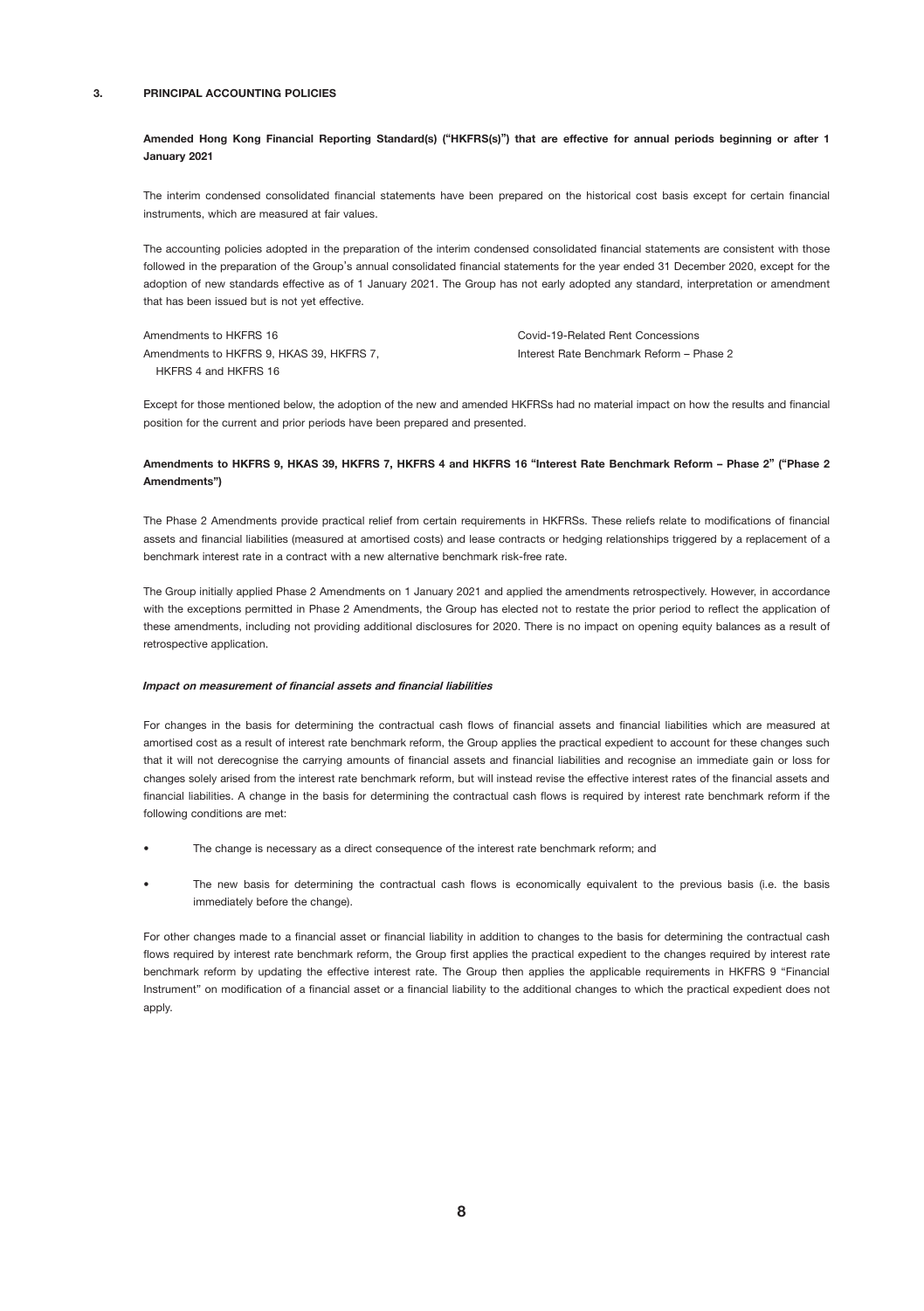## 3. PRINCIPAL ACCOUNTING POLICIES

**Amended Hong Kong Financial Reporting Standard(s) ("HKFRS(s)") that are effective for annual periods beginning or after 1 January 2021**

The interim condensed consolidated financial statements have been prepared on the historical cost basis except for certain financial instruments, which are measured at fair values.

The accounting policies adopted in the preparation of the interim condensed consolidated financial statements are consistent with those followed in the preparation of the Group's annual consolidated financial statements for the year ended 31 December 2020, except for the adoption of new standards effective as of 1 January 2021. The Group has not early adopted any standard, interpretation or amendment that has been issued but is not yet effective.

| | |
|---|---|
| Amendments to HKFRS 16 | Covid-19-Related Rent Concessions |
| Amendments to HKFRS 9, HKAS 39, HKFRS 7, HKFRS 4 and HKFRS 16 | Interest Rate Benchmark Reform – Phase 2 |

Except for those mentioned below, the adoption of the new and amended HKFRSs had no material impact on how the results and financial position for the current and prior periods have been prepared and presented.

**Amendments to HKFRS 9, HKAS 39, HKFRS 7, HKFRS 4 and HKFRS 16 "Interest Rate Benchmark Reform – Phase 2" ("Phase 2 Amendments")**

The Phase 2 Amendments provide practical relief from certain requirements in HKFRSs. These reliefs relate to modifications of financial assets and financial liabilities (measured at amortised costs) and lease contracts or hedging relationships triggered by a replacement of a benchmark interest rate in a contract with a new alternative benchmark risk-free rate.

The Group initially applied Phase 2 Amendments on 1 January 2021 and applied the amendments retrospectively. However, in accordance with the exceptions permitted in Phase 2 Amendments, the Group has elected not to restate the prior period to reflect the application of these amendments, including not providing additional disclosures for 2020. There is no impact on opening equity balances as a result of retrospective application.

***Impact on measurement of financial assets and financial liabilities***

For changes in the basis for determining the contractual cash flows of financial assets and financial liabilities which are measured at amortised cost as a result of interest rate benchmark reform, the Group applies the practical expedient to account for these changes such that it will not derecognise the carrying amounts of financial assets and financial liabilities and recognise an immediate gain or loss for changes solely arised from the interest rate benchmark reform, but will instead revise the effective interest rates of the financial assets and financial liabilities. A change in the basis for determining the contractual cash flows is required by interest rate benchmark reform if the following conditions are met:

- The change is necessary as a direct consequence of the interest rate benchmark reform; and
- The new basis for determining the contractual cash flows is economically equivalent to the previous basis (i.e. the basis immediately before the change).

For other changes made to a financial asset or financial liability in addition to changes to the basis for determining the contractual cash flows required by interest rate benchmark reform, the Group first applies the practical expedient to the changes required by interest rate benchmark reform by updating the effective interest rate. The Group then applies the applicable requirements in HKFRS 9 "Financial Instrument" on modification of a financial asset or a financial liability to the additional changes to which the practical expedient does not apply.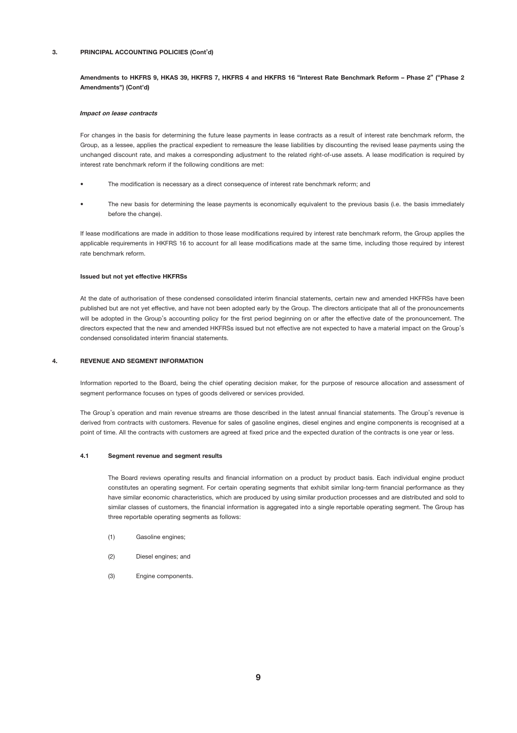## 3. PRINCIPAL ACCOUNTING POLICIES (Cont'd)

**Amendments to HKFRS 9, HKAS 39, HKFRS 7, HKFRS 4 and HKFRS 16 "Interest Rate Benchmark Reform – Phase 2" ("Phase 2 Amendments") (Cont'd)**

***Impact on lease contracts***

For changes in the basis for determining the future lease payments in lease contracts as a result of interest rate benchmark reform, the Group, as a lessee, applies the practical expedient to remeasure the lease liabilities by discounting the revised lease payments using the unchanged discount rate, and makes a corresponding adjustment to the related right-of-use assets. A lease modification is required by interest rate benchmark reform if the following conditions are met:

- The modification is necessary as a direct consequence of interest rate benchmark reform; and
- The new basis for determining the lease payments is economically equivalent to the previous basis (i.e. the basis immediately before the change).

If lease modifications are made in addition to those lease modifications required by interest rate benchmark reform, the Group applies the applicable requirements in HKFRS 16 to account for all lease modifications made at the same time, including those required by interest rate benchmark reform.

**Issued but not yet effective HKFRSs**

At the date of authorisation of these condensed consolidated interim financial statements, certain new and amended HKFRSs have been published but are not yet effective, and have not been adopted early by the Group. The directors anticipate that all of the pronouncements will be adopted in the Group's accounting policy for the first period beginning on or after the effective date of the pronouncement. The directors expected that the new and amended HKFRSs issued but not effective are not expected to have a material impact on the Group's condensed consolidated interim financial statements.

## 4. REVENUE AND SEGMENT INFORMATION

Information reported to the Board, being the chief operating decision maker, for the purpose of resource allocation and assessment of segment performance focuses on types of goods delivered or services provided.

The Group's operation and main revenue streams are those described in the latest annual financial statements. The Group's revenue is derived from contracts with customers. Revenue for sales of gasoline engines, diesel engines and engine components is recognised at a point of time. All the contracts with customers are agreed at fixed price and the expected duration of the contracts is one year or less.

### 4.1 Segment revenue and segment results

The Board reviews operating results and financial information on a product by product basis. Each individual engine product constitutes an operating segment. For certain operating segments that exhibit similar long-term financial performance as they have similar economic characteristics, which are produced by using similar production processes and are distributed and sold to similar classes of customers, the financial information is aggregated into a single reportable operating segment. The Group has three reportable operating segments as follows:

(1) Gasoline engines;

(2) Diesel engines; and

(3) Engine components.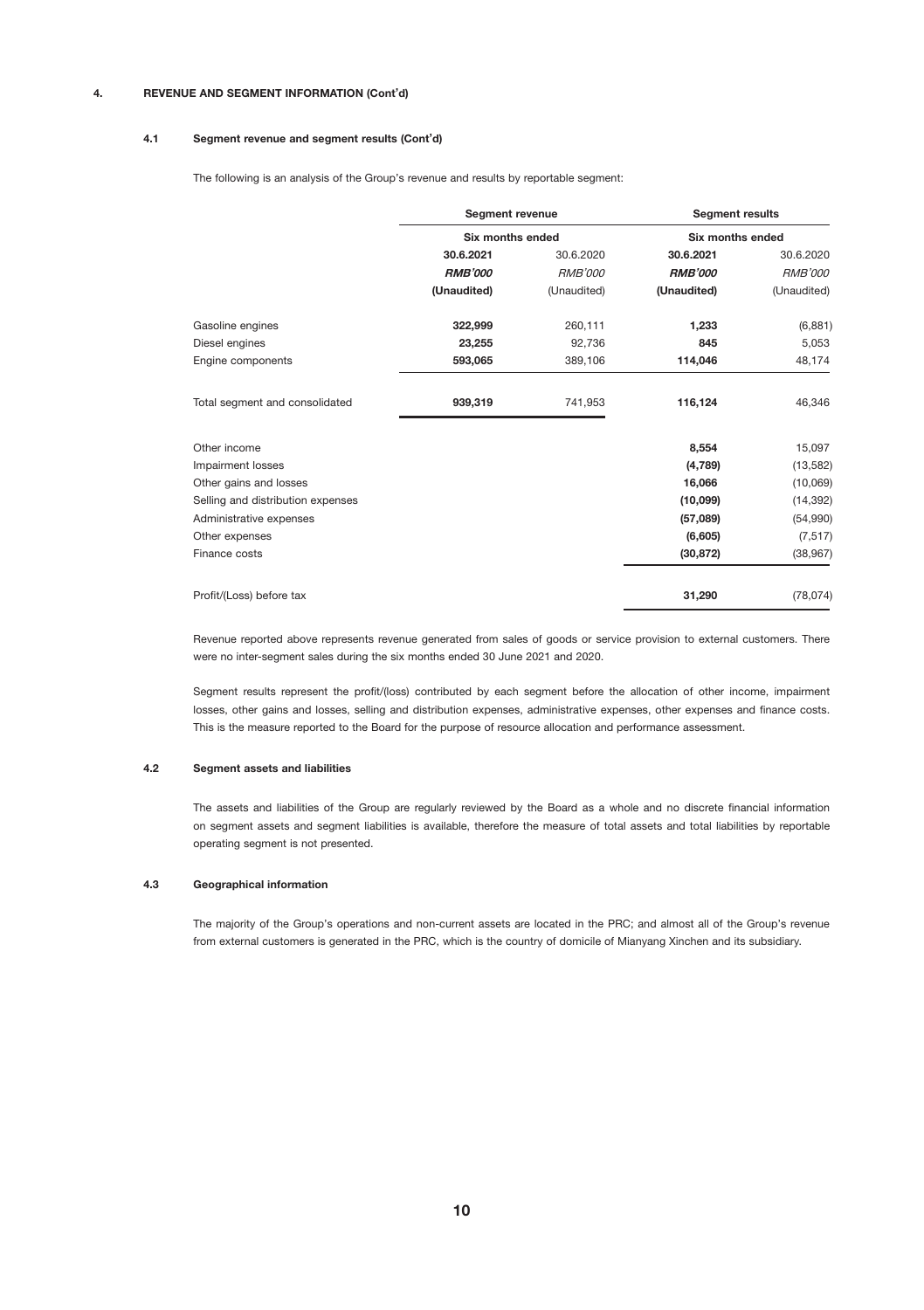## 4. REVENUE AND SEGMENT INFORMATION (Cont'd)

### 4.1 Segment revenue and segment results (Cont'd)

The following is an analysis of the Group's revenue and results by reportable segment:

| | Segment revenue | | Segment results | |
|---|---|---|---|---|
| | Six months ended | | Six months ended | |
| | **30.6.2021** | 30.6.2020 | **30.6.2021** | 30.6.2020 |
| | ***RMB'000*** | *RMB'000* | ***RMB'000*** | *RMB'000* |
| | **(Unaudited)** | (Unaudited) | **(Unaudited)** | (Unaudited) |
| Gasoline engines | **322,999** | 260,111 | **1,233** | (6,881) |
| Diesel engines | **23,255** | 92,736 | **845** | 5,053 |
| Engine components | **593,065** | 389,106 | **114,046** | 48,174 |
| Total segment and consolidated | **939,319** | 741,953 | **116,124** | 46,346 |
| Other income | | | **8,554** | 15,097 |
| Impairment losses | | | **(4,789)** | (13,582) |
| Other gains and losses | | | **16,066** | (10,069) |
| Selling and distribution expenses | | | **(10,099)** | (14,392) |
| Administrative expenses | | | **(57,089)** | (54,990) |
| Other expenses | | | **(6,605)** | (7,517) |
| Finance costs | | | **(30,872)** | (38,967) |
| Profit/(Loss) before tax | | | **31,290** | (78,074) |

Revenue reported above represents revenue generated from sales of goods or service provision to external customers. There were no inter-segment sales during the six months ended 30 June 2021 and 2020.

Segment results represent the profit/(loss) contributed by each segment before the allocation of other income, impairment losses, other gains and losses, selling and distribution expenses, administrative expenses, other expenses and finance costs. This is the measure reported to the Board for the purpose of resource allocation and performance assessment.

### 4.2 Segment assets and liabilities

The assets and liabilities of the Group are regularly reviewed by the Board as a whole and no discrete financial information on segment assets and segment liabilities is available, therefore the measure of total assets and total liabilities by reportable operating segment is not presented.

### 4.3 Geographical information

The majority of the Group's operations and non-current assets are located in the PRC; and almost all of the Group's revenue from external customers is generated in the PRC, which is the country of domicile of Mianyang Xinchen and its subsidiary.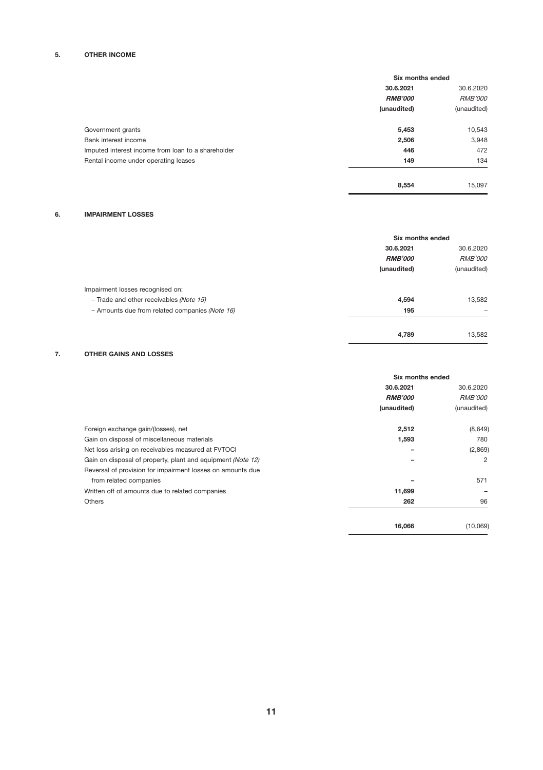## 5. OTHER INCOME

| | Six months ended | |
|---|---|---|
| | **30.6.2021** | 30.6.2020 |
| | ***RMB'000*** | *RMB'000* |
| | **(unaudited)** | (unaudited) |
| Government grants | **5,453** | 10,543 |
| Bank interest income | **2,506** | 3,948 |
| Imputed interest income from loan to a shareholder | **446** | 472 |
| Rental income under operating leases | **149** | 134 |
| | **8,554** | 15,097 |

## 6. IMPAIRMENT LOSSES

| | Six months ended | |
|---|---|---|
| | **30.6.2021** | 30.6.2020 |
| | ***RMB'000*** | *RMB'000* |
| | **(unaudited)** | (unaudited) |
| Impairment losses recognised on: | | |
| – Trade and other receivables *(Note 15)* | **4,594** | 13,582 |
| – Amounts due from related companies *(Note 16)* | **195** | – |
| | **4,789** | 13,582 |

## 7. OTHER GAINS AND LOSSES

| | Six months ended | |
|---|---|---|
| | **30.6.2021** | 30.6.2020 |
| | ***RMB'000*** | *RMB'000* |
| | **(unaudited)** | (unaudited) |
| Foreign exchange gain/(losses), net | **2,512** | (8,649) |
| Gain on disposal of miscellaneous materials | **1,593** | 780 |
| Net loss arising on receivables measured at FVTOCI | **–** | (2,869) |
| Gain on disposal of property, plant and equipment *(Note 12)* | **–** | 2 |
| Reversal of provision for impairment losses on amounts due from related companies | **–** | 571 |
| Written off of amounts due to related companies | **11,699** | – |
| Others | **262** | 96 |
| | **16,066** | (10,069) |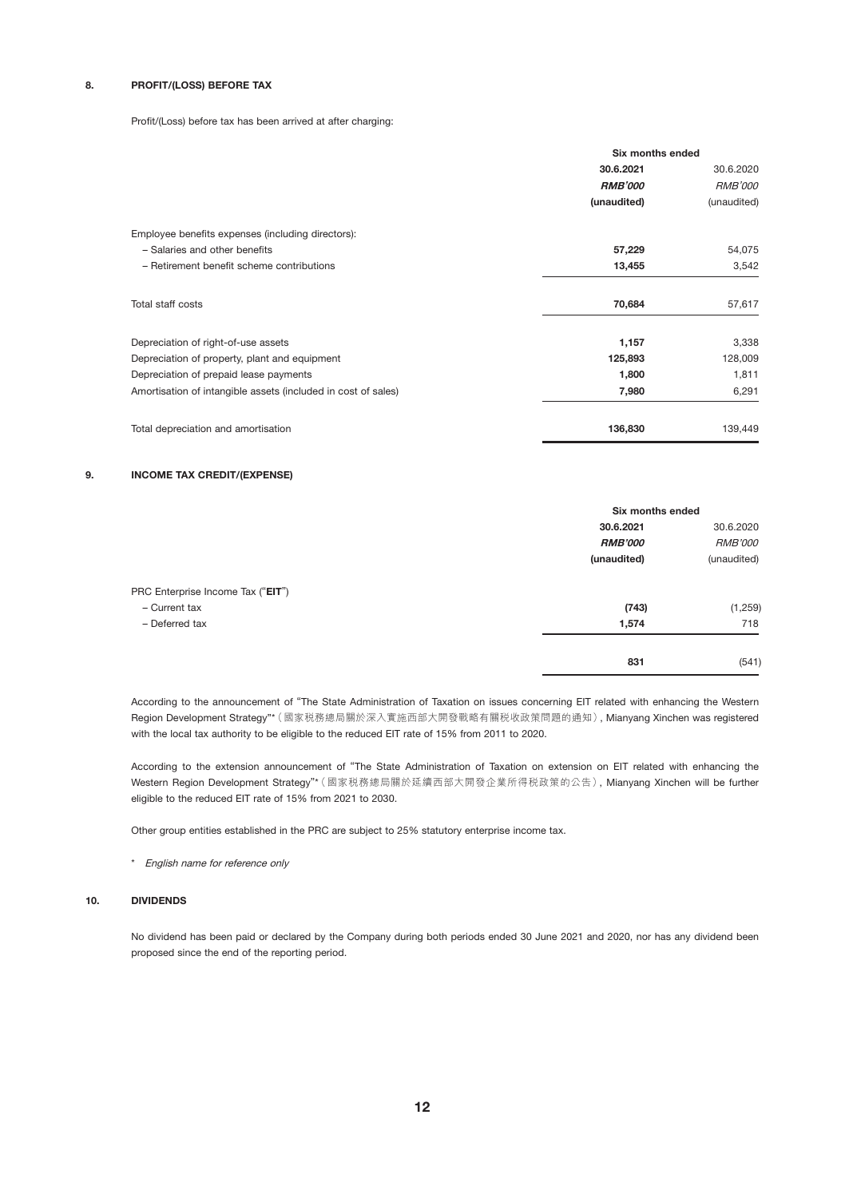## 8. PROFIT/(LOSS) BEFORE TAX

Profit/(Loss) before tax has been arrived at after charging:

| | Six months ended | |
|---|---|---|
| | **30.6.2021** | 30.6.2020 |
| | ***RMB'000*** | *RMB'000* |
| | **(unaudited)** | (unaudited) |
| Employee benefits expenses (including directors): | | |
| – Salaries and other benefits | **57,229** | 54,075 |
| – Retirement benefit scheme contributions | **13,455** | 3,542 |
| Total staff costs | **70,684** | 57,617 |
| Depreciation of right-of-use assets | **1,157** | 3,338 |
| Depreciation of property, plant and equipment | **125,893** | 128,009 |
| Depreciation of prepaid lease payments | **1,800** | 1,811 |
| Amortisation of intangible assets (included in cost of sales) | **7,980** | 6,291 |
| Total depreciation and amortisation | **136,830** | 139,449 |

## 9. INCOME TAX CREDIT/(EXPENSE)

| | Six months ended | |
|---|---|---|
| | **30.6.2021** | 30.6.2020 |
| | ***RMB'000*** | *RMB'000* |
| | **(unaudited)** | (unaudited) |
| PRC Enterprise Income Tax ("**EIT**") | | |
| – Current tax | **(743)** | (1,259) |
| – Deferred tax | **1,574** | 718 |
| | **831** | (541) |

According to the announcement of "The State Administration of Taxation on issues concerning EIT related with enhancing the Western Region Development Strategy"*（國家税務總局關於深入實施西部大開發戰略有關税收政策問題的通知）, Mianyang Xinchen was registered with the local tax authority to be eligible to the reduced EIT rate of 15% from 2011 to 2020.

According to the extension announcement of "The State Administration of Taxation on extension on EIT related with enhancing the Western Region Development Strategy"*（國家税務總局關於延續西部大開發企業所得税政策的公告）, Mianyang Xinchen will be further eligible to the reduced EIT rate of 15% from 2021 to 2030.

Other group entities established in the PRC are subject to 25% statutory enterprise income tax.

\* *English name for reference only*

## 10. DIVIDENDS

No dividend has been paid or declared by the Company during both periods ended 30 June 2021 and 2020, nor has any dividend been proposed since the end of the reporting period.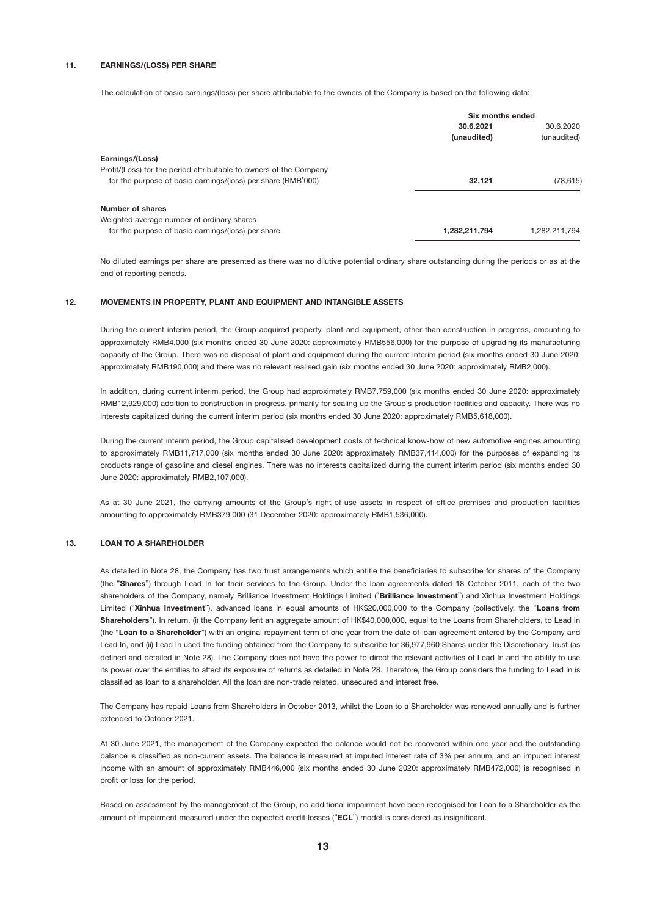## 11. EARNINGS/(LOSS) PER SHARE

The calculation of basic earnings/(loss) per share attributable to the owners of the Company is based on the following data:

| | Six months ended | |
|---|---|---|
| | **30.6.2021 (unaudited)** | 30.6.2020 (unaudited) |
| **Earnings/(Loss)** | | |
| Profit/(Loss) for the period attributable to owners of the Company for the purpose of basic earnings/(loss) per share (RMB'000) | **32,121** | (78,615) |
| **Number of shares** | | |
| Weighted average number of ordinary shares for the purpose of basic earnings/(loss) per share | **1,282,211,794** | 1,282,211,794 |

No diluted earnings per share are presented as there was no dilutive potential ordinary share outstanding during the periods or as at the end of reporting periods.

## 12. MOVEMENTS IN PROPERTY, PLANT AND EQUIPMENT AND INTANGIBLE ASSETS

During the current interim period, the Group acquired property, plant and equipment, other than construction in progress, amounting to approximately RMB4,000 (six months ended 30 June 2020: approximately RMB556,000) for the purpose of upgrading its manufacturing capacity of the Group. There was no disposal of plant and equipment during the current interim period (six months ended 30 June 2020: approximately RMB190,000) and there was no relevant realised gain (six months ended 30 June 2020: approximately RMB2,000).

In addition, during current interim period, the Group had approximately RMB7,759,000 (six months ended 30 June 2020: approximately RMB12,929,000) addition to construction in progress, primarily for scaling up the Group's production facilities and capacity. There was no interests capitalized during the current interim period (six months ended 30 June 2020: approximately RMB5,618,000).

During the current interim period, the Group capitalised development costs of technical know-how of new automotive engines amounting to approximately RMB11,717,000 (six months ended 30 June 2020: approximately RMB37,414,000) for the purposes of expanding its products range of gasoline and diesel engines. There was no interests capitalized during the current interim period (six months ended 30 June 2020: approximately RMB2,107,000).

As at 30 June 2021, the carrying amounts of the Group's right-of-use assets in respect of office premises and production facilities amounting to approximately RMB379,000 (31 December 2020: approximately RMB1,536,000).

## 13. LOAN TO A SHAREHOLDER

As detailed in Note 28, the Company has two trust arrangements which entitle the beneficiaries to subscribe for shares of the Company (the "**Shares**") through Lead In for their services to the Group. Under the loan agreements dated 18 October 2011, each of the two shareholders of the Company, namely Brilliance Investment Holdings Limited ("**Brilliance Investment**") and Xinhua Investment Holdings Limited ("**Xinhua Investment**"), advanced loans in equal amounts of HK$20,000,000 to the Company (collectively, the "**Loans from Shareholders**"). In return, (i) the Company lent an aggregate amount of HK$40,000,000, equal to the Loans from Shareholders, to Lead In (the "**Loan to a Shareholder**") with an original repayment term of one year from the date of loan agreement entered by the Company and Lead In, and (ii) Lead In used the funding obtained from the Company to subscribe for 36,977,960 Shares under the Discretionary Trust (as defined and detailed in Note 28). The Company does not have the power to direct the relevant activities of Lead In and the ability to use its power over the entities to affect its exposure of returns as detailed in Note 28. Therefore, the Group considers the funding to Lead In is classified as loan to a shareholder. All the loan are non-trade related, unsecured and interest free.

The Company has repaid Loans from Shareholders in October 2013, whilst the Loan to a Shareholder was renewed annually and is further extended to October 2021.

At 30 June 2021, the management of the Company expected the balance would not be recovered within one year and the outstanding balance is classified as non-current assets. The balance is measured at imputed interest rate of 3% per annum, and an imputed interest income with an amount of approximately RMB446,000 (six months ended 30 June 2020: approximately RMB472,000) is recognised in profit or loss for the period.

Based on assessment by the management of the Group, no additional impairment have been recognised for Loan to a Shareholder as the amount of impairment measured under the expected credit losses ("**ECL**") model is considered as insignificant.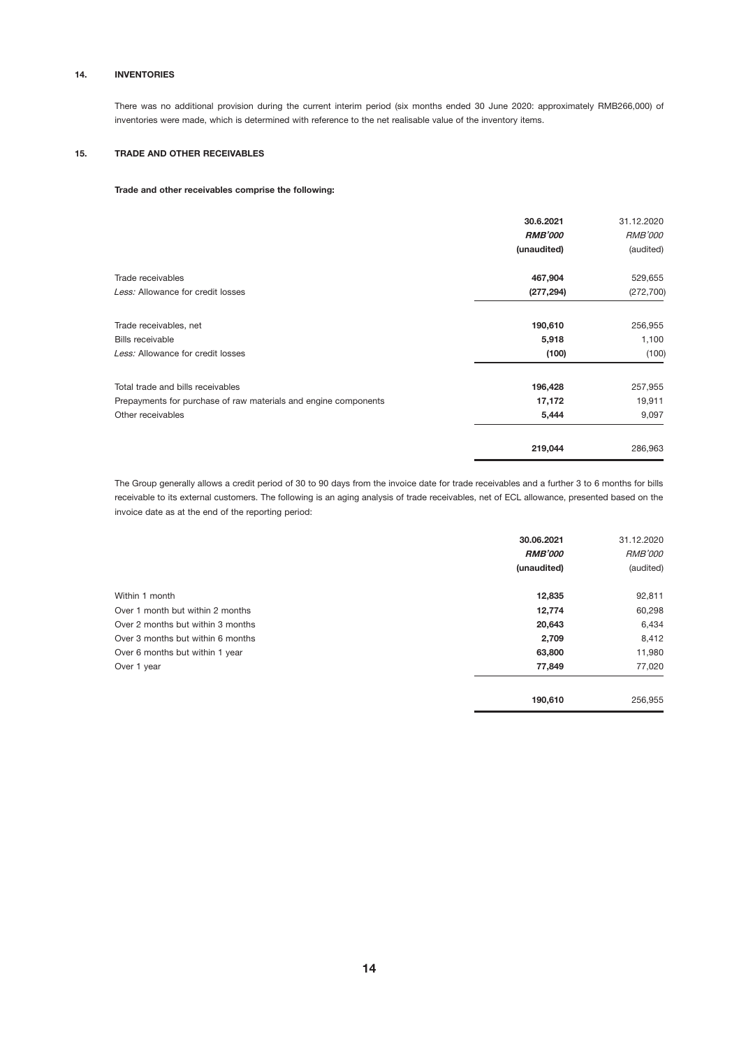## 14. INVENTORIES

There was no additional provision during the current interim period (six months ended 30 June 2020: approximately RMB266,000) of inventories were made, which is determined with reference to the net realisable value of the inventory items.

## 15. TRADE AND OTHER RECEIVABLES

**Trade and other receivables comprise the following:**

| | **30.6.2021** | 31.12.2020 |
|---|---|---|
| | ***RMB'000*** | *RMB'000* |
| | **(unaudited)** | (audited) |
| Trade receivables | **467,904** | 529,655 |
| *Less:* Allowance for credit losses | **(277,294)** | (272,700) |
| Trade receivables, net | **190,610** | 256,955 |
| Bills receivable | **5,918** | 1,100 |
| *Less:* Allowance for credit losses | **(100)** | (100) |
| Total trade and bills receivables | **196,428** | 257,955 |
| Prepayments for purchase of raw materials and engine components | **17,172** | 19,911 |
| Other receivables | **5,444** | 9,097 |
| | **219,044** | 286,963 |

The Group generally allows a credit period of 30 to 90 days from the invoice date for trade receivables and a further 3 to 6 months for bills receivable to its external customers. The following is an aging analysis of trade receivables, net of ECL allowance, presented based on the invoice date as at the end of the reporting period:

| | **30.06.2021** | 31.12.2020 |
|---|---|---|
| | ***RMB'000*** | *RMB'000* |
| | **(unaudited)** | (audited) |
| Within 1 month | **12,835** | 92,811 |
| Over 1 month but within 2 months | **12,774** | 60,298 |
| Over 2 months but within 3 months | **20,643** | 6,434 |
| Over 3 months but within 6 months | **2,709** | 8,412 |
| Over 6 months but within 1 year | **63,800** | 11,980 |
| Over 1 year | **77,849** | 77,020 |
| | **190,610** | 256,955 |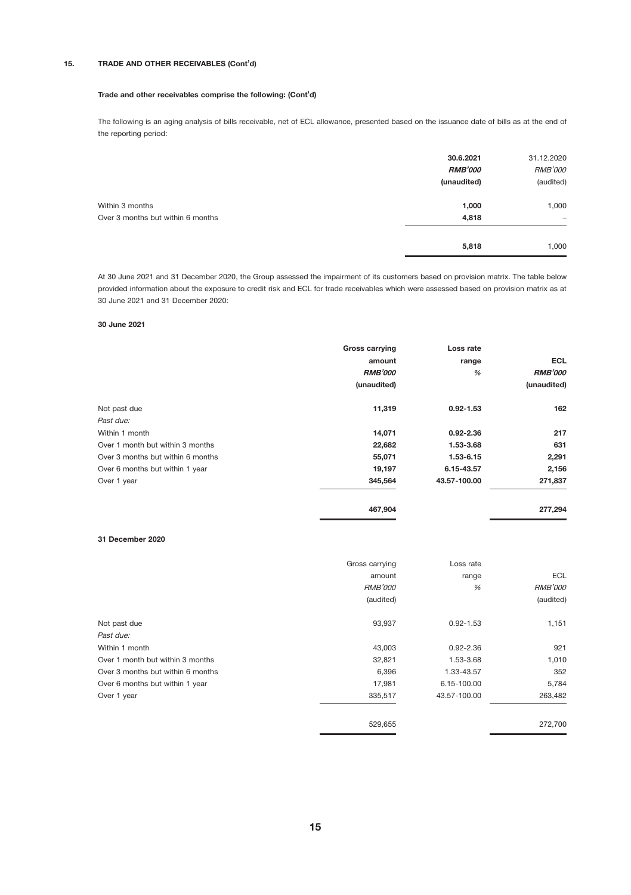## 15. TRADE AND OTHER RECEIVABLES (Cont'd)

**Trade and other receivables comprise the following: (Cont'd)**

The following is an aging analysis of bills receivable, net of ECL allowance, presented based on the issuance date of bills as at the end of the reporting period:

| | **30.6.2021** | 31.12.2020 |
|---|---|---|
| | ***RMB'000*** | *RMB'000* |
| | **(unaudited)** | (audited) |
| Within 3 months | **1,000** | 1,000 |
| Over 3 months but within 6 months | **4,818** | – |
| | **5,818** | 1,000 |

At 30 June 2021 and 31 December 2020, the Group assessed the impairment of its customers based on provision matrix. The table below provided information about the exposure to credit risk and ECL for trade receivables which were assessed based on provision matrix as at 30 June 2021 and 31 December 2020:

**30 June 2021**

| | **Gross carrying amount** | **Loss rate range** | **ECL** |
|---|---|---|---|
| | ***RMB'000*** | *%* | ***RMB'000*** |
| | **(unaudited)** | | **(unaudited)** |
| Not past due | **11,319** | **0.92-1.53** | **162** |
| *Past due:* | | | |
| Within 1 month | **14,071** | **0.92-2.36** | **217** |
| Over 1 month but within 3 months | **22,682** | **1.53-3.68** | **631** |
| Over 3 months but within 6 months | **55,071** | **1.53-6.15** | **2,291** |
| Over 6 months but within 1 year | **19,197** | **6.15-43.57** | **2,156** |
| Over 1 year | **345,564** | **43.57-100.00** | **271,837** |
| | **467,904** | | **277,294** |

**31 December 2020**

| | Gross carrying amount | Loss rate range | ECL |
|---|---|---|---|
| | *RMB'000* | *%* | *RMB'000* |
| | (audited) | | (audited) |
| Not past due | 93,937 | 0.92-1.53 | 1,151 |
| *Past due:* | | | |
| Within 1 month | 43,003 | 0.92-2.36 | 921 |
| Over 1 month but within 3 months | 32,821 | 1.53-3.68 | 1,010 |
| Over 3 months but within 6 months | 6,396 | 1.33-43.57 | 352 |
| Over 6 months but within 1 year | 17,981 | 6.15-100.00 | 5,784 |
| Over 1 year | 335,517 | 43.57-100.00 | 263,482 |
| | 529,655 | | 272,700 |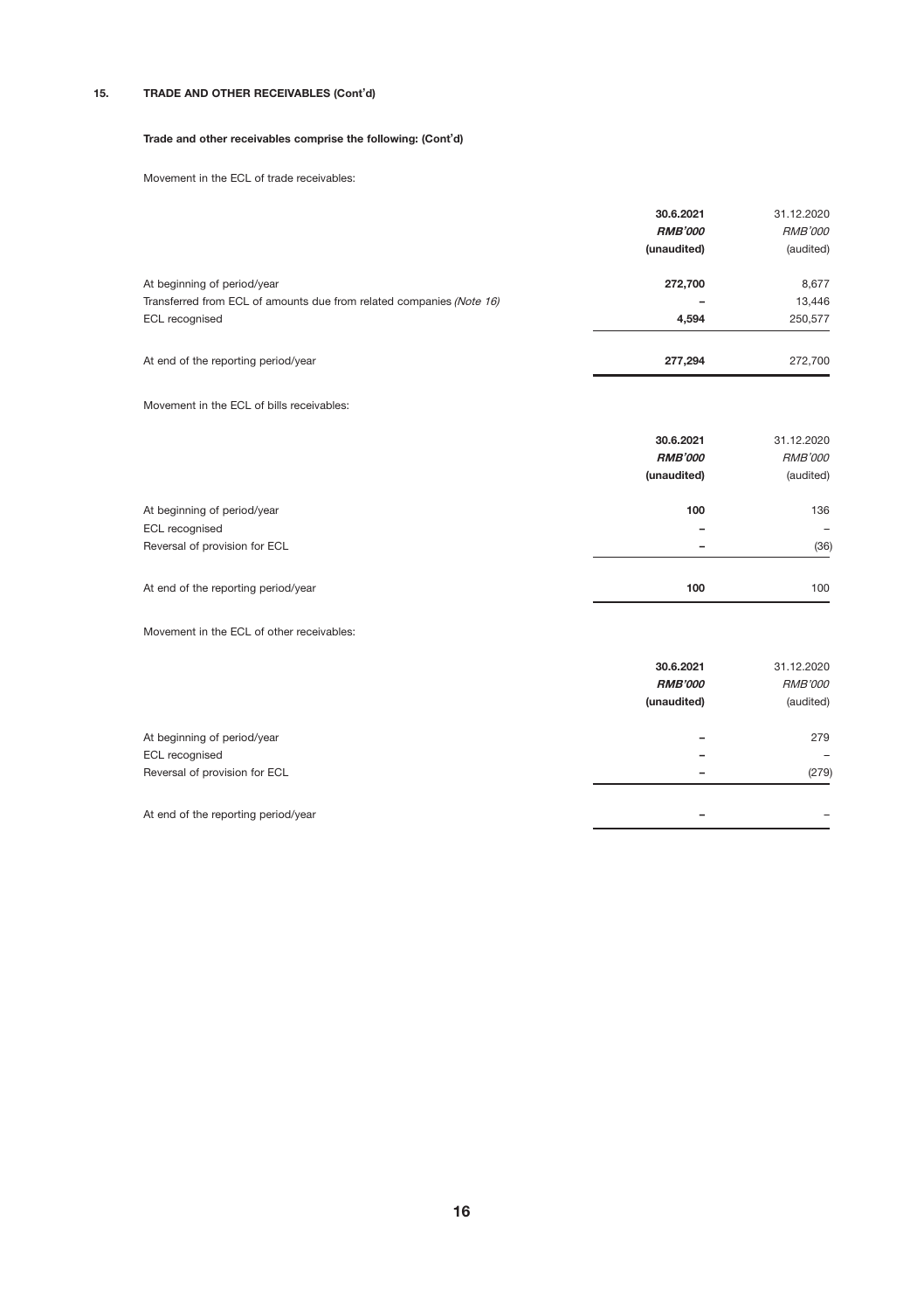## 15. TRADE AND OTHER RECEIVABLES (Cont'd)

**Trade and other receivables comprise the following: (Cont'd)**

Movement in the ECL of trade receivables:

| | **30.6.2021** | 31.12.2020 |
|---|---|---|
| | ***RMB'000*** | *RMB'000* |
| | **(unaudited)** | (audited) |
| At beginning of period/year | **272,700** | 8,677 |
| Transferred from ECL of amounts due from related companies *(Note 16)* | **–** | 13,446 |
| ECL recognised | **4,594** | 250,577 |
| At end of the reporting period/year | **277,294** | 272,700 |

Movement in the ECL of bills receivables:

| | **30.6.2021** | 31.12.2020 |
|---|---|---|
| | ***RMB'000*** | *RMB'000* |
| | **(unaudited)** | (audited) |
| At beginning of period/year | **100** | 136 |
| ECL recognised | **–** | – |
| Reversal of provision for ECL | **–** | (36) |
| At end of the reporting period/year | **100** | 100 |

Movement in the ECL of other receivables:

| | **30.6.2021** | 31.12.2020 |
|---|---|---|
| | ***RMB'000*** | *RMB'000* |
| | **(unaudited)** | (audited) |
| At beginning of period/year | **–** | 279 |
| ECL recognised | **–** | – |
| Reversal of provision for ECL | **–** | (279) |
| At end of the reporting period/year | **–** | – |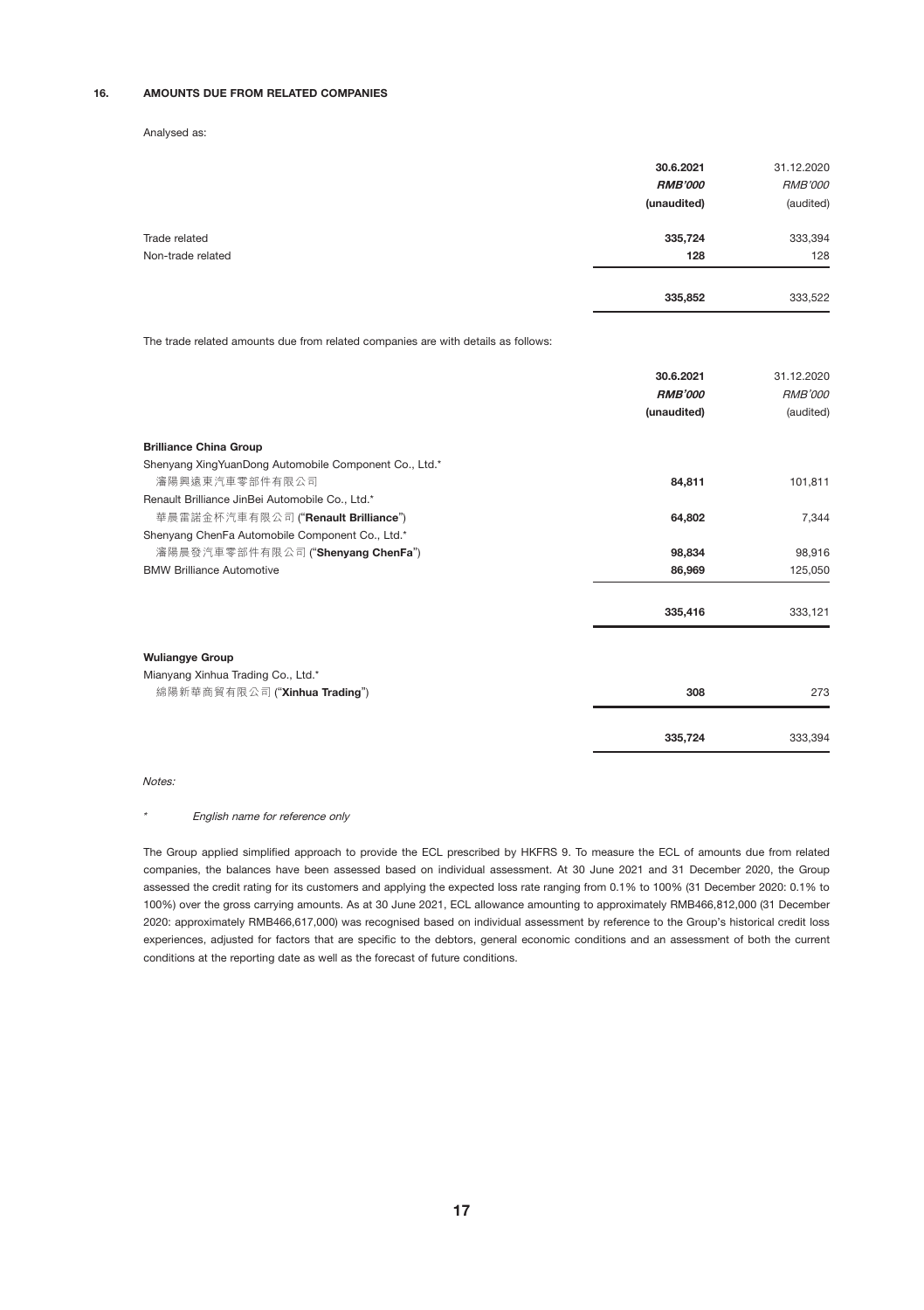## 16. AMOUNTS DUE FROM RELATED COMPANIES

Analysed as:

| | **30.6.2021** | 31.12.2020 |
|---|---|---|
| | ***RMB'000*** | *RMB'000* |
| | **(unaudited)** | (audited) |
| Trade related | **335,724** | 333,394 |
| Non-trade related | **128** | 128 |
| | **335,852** | 333,522 |

The trade related amounts due from related companies are with details as follows:

| | **30.6.2021** | 31.12.2020 |
|---|---|---|
| | ***RMB'000*** | *RMB'000* |
| | **(unaudited)** | (audited) |
| **Brilliance China Group** | | |
| Shenyang XingYuanDong Automobile Component Co., Ltd.* 瀋陽興遠東汽車零部件有限公司 | **84,811** | 101,811 |
| Renault Brilliance JinBei Automobile Co., Ltd.* 華晨雷諾金杯汽車有限公司 ("**Renault Brilliance**") | **64,802** | 7,344 |
| Shenyang ChenFa Automobile Component Co., Ltd.* 瀋陽晨發汽車零部件有限公司 ("**Shenyang ChenFa**") | **98,834** | 98,916 |
| BMW Brilliance Automotive | **86,969** | 125,050 |
| | **335,416** | 333,121 |
| **Wuliangye Group** | | |
| Mianyang Xinhua Trading Co., Ltd.* 綿陽新華商貿有限公司 ("**Xinhua Trading**") | **308** | 273 |
| | **335,724** | 333,394 |

*Notes:*

\* *English name for reference only*

The Group applied simplified approach to provide the ECL prescribed by HKFRS 9. To measure the ECL of amounts due from related companies, the balances have been assessed based on individual assessment. At 30 June 2021 and 31 December 2020, the Group assessed the credit rating for its customers and applying the expected loss rate ranging from 0.1% to 100% (31 December 2020: 0.1% to 100%) over the gross carrying amounts. As at 30 June 2021, ECL allowance amounting to approximately RMB466,812,000 (31 December 2020: approximately RMB466,617,000) was recognised based on individual assessment by reference to the Group's historical credit loss experiences, adjusted for factors that are specific to the debtors, general economic conditions and an assessment of both the current conditions at the reporting date as well as the forecast of future conditions.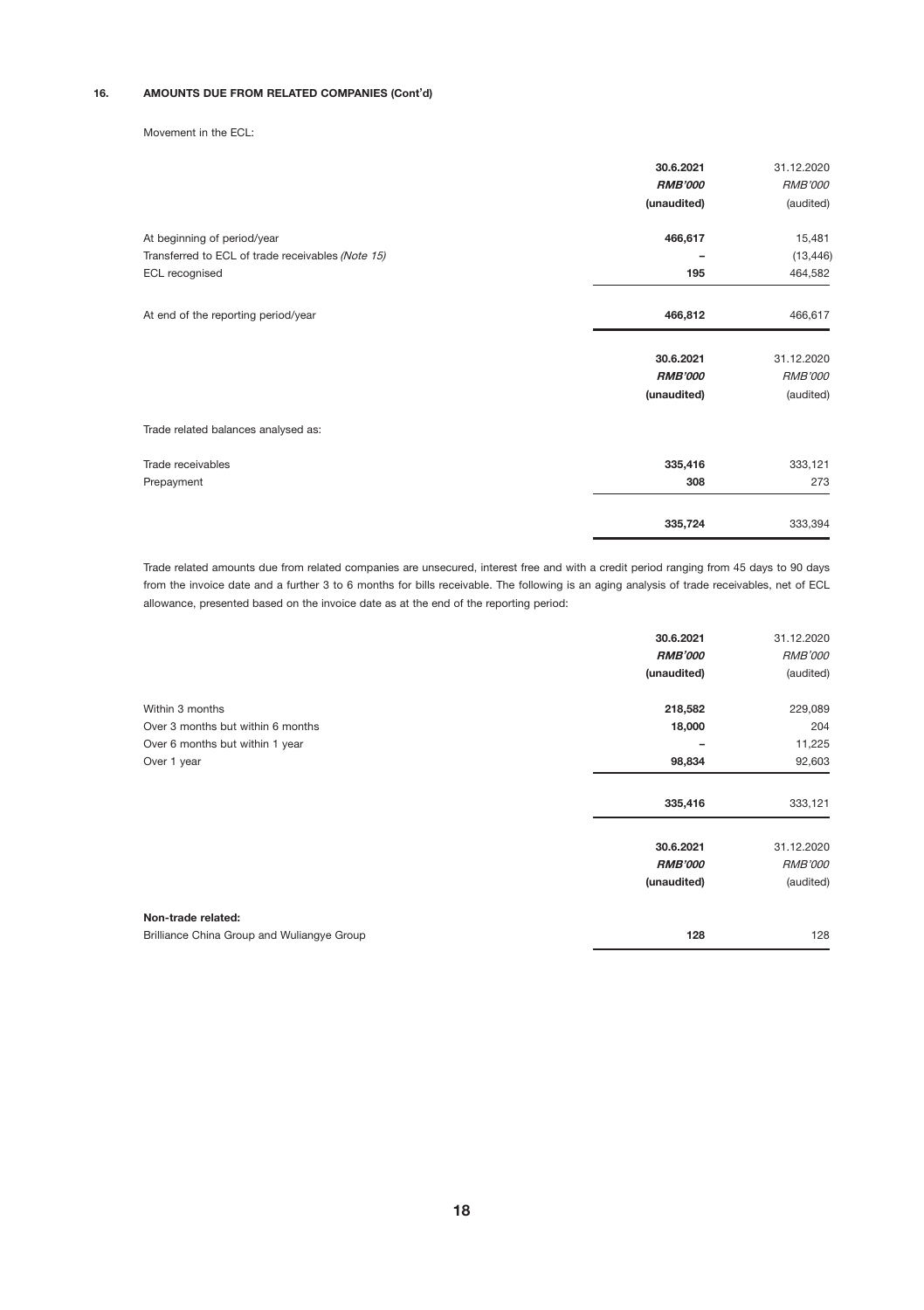## 16. AMOUNTS DUE FROM RELATED COMPANIES (Cont'd)

Movement in the ECL:

| | 30.6.2021 | 31.12.2020 |
|---|---|---|
| | *RMB'000* | *RMB'000* |
| | (unaudited) | (audited) |
| At beginning of period/year | 466,617 | 15,481 |
| Transferred to ECL of trade receivables *(Note 15)* | – | (13,446) |
| ECL recognised | 195 | 464,582 |
| At end of the reporting period/year | 466,812 | 466,617 |

| | 30.6.2021 | 31.12.2020 |
|---|---|---|
| | *RMB'000* | *RMB'000* |
| | (unaudited) | (audited) |
| Trade related balances analysed as: | | |
| Trade receivables | 335,416 | 333,121 |
| Prepayment | 308 | 273 |
| | 335,724 | 333,394 |

Trade related amounts due from related companies are unsecured, interest free and with a credit period ranging from 45 days to 90 days from the invoice date and a further 3 to 6 months for bills receivable. The following is an aging analysis of trade receivables, net of ECL allowance, presented based on the invoice date as at the end of the reporting period:

| | 30.6.2021 | 31.12.2020 |
|---|---|---|
| | *RMB'000* | *RMB'000* |
| | (unaudited) | (audited) |
| Within 3 months | 218,582 | 229,089 |
| Over 3 months but within 6 months | 18,000 | 204 |
| Over 6 months but within 1 year | – | 11,225 |
| Over 1 year | 98,834 | 92,603 |
| | 335,416 | 333,121 |

| | 30.6.2021 | 31.12.2020 |
|---|---|---|
| | *RMB'000* | *RMB'000* |
| | (unaudited) | (audited) |
| **Non-trade related:** | | |
| Brilliance China Group and Wuliangye Group | 128 | 128 |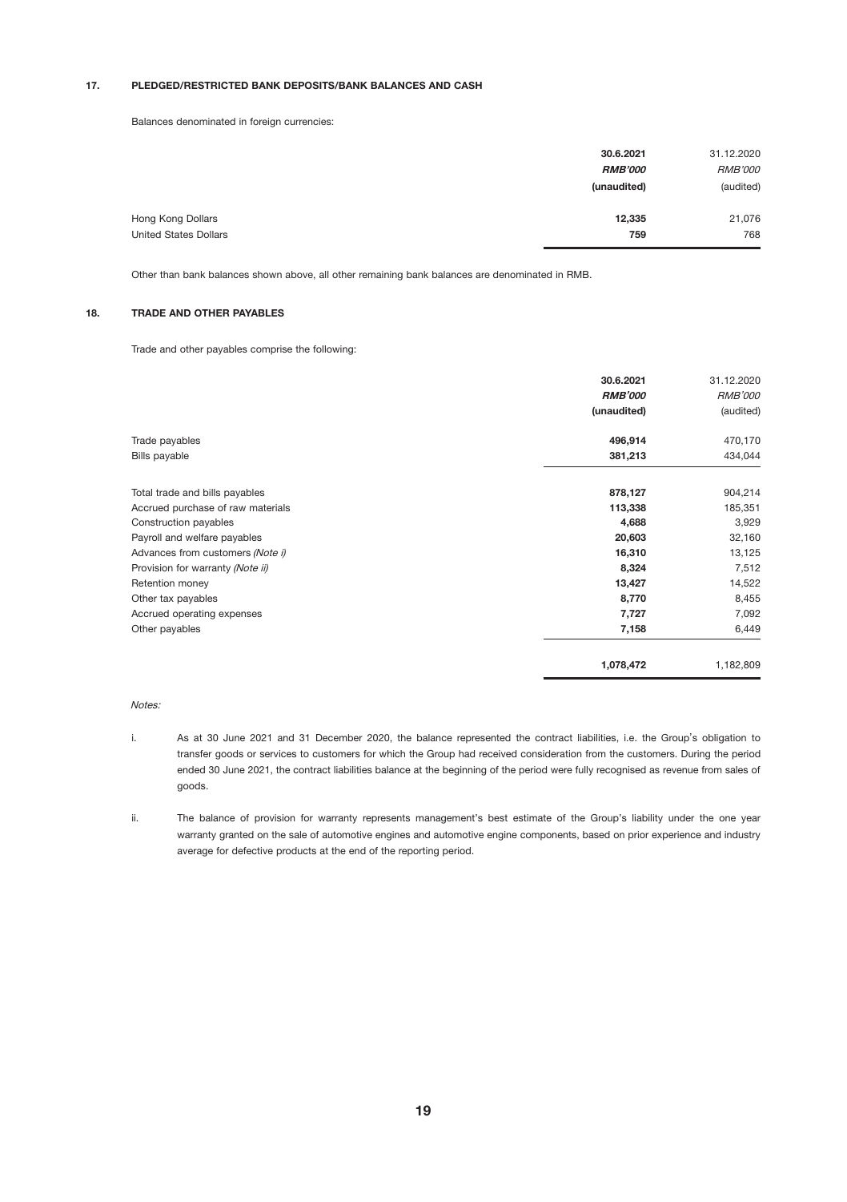## 17. PLEDGED/RESTRICTED BANK DEPOSITS/BANK BALANCES AND CASH

Balances denominated in foreign currencies:

| | 30.6.2021 | 31.12.2020 |
|---|---|---|
| | ***RMB'000*** | *RMB'000* |
| | **(unaudited)** | (audited) |
| Hong Kong Dollars | **12,335** | 21,076 |
| United States Dollars | **759** | 768 |

Other than bank balances shown above, all other remaining bank balances are denominated in RMB.

## 18. TRADE AND OTHER PAYABLES

Trade and other payables comprise the following:

| | 30.6.2021 | 31.12.2020 |
|---|---|---|
| | ***RMB'000*** | *RMB'000* |
| | **(unaudited)** | (audited) |
| Trade payables | **496,914** | 470,170 |
| Bills payable | **381,213** | 434,044 |
| Total trade and bills payables | **878,127** | 904,214 |
| Accrued purchase of raw materials | **113,338** | 185,351 |
| Construction payables | **4,688** | 3,929 |
| Payroll and welfare payables | **20,603** | 32,160 |
| Advances from customers *(Note i)* | **16,310** | 13,125 |
| Provision for warranty *(Note ii)* | **8,324** | 7,512 |
| Retention money | **13,427** | 14,522 |
| Other tax payables | **8,770** | 8,455 |
| Accrued operating expenses | **7,727** | 7,092 |
| Other payables | **7,158** | 6,449 |
| | **1,078,472** | 1,182,809 |

*Notes:*

i. As at 30 June 2021 and 31 December 2020, the balance represented the contract liabilities, i.e. the Group's obligation to transfer goods or services to customers for which the Group had received consideration from the customers. During the period ended 30 June 2021, the contract liabilities balance at the beginning of the period were fully recognised as revenue from sales of goods.

ii. The balance of provision for warranty represents management's best estimate of the Group's liability under the one year warranty granted on the sale of automotive engines and automotive engine components, based on prior experience and industry average for defective products at the end of the reporting period.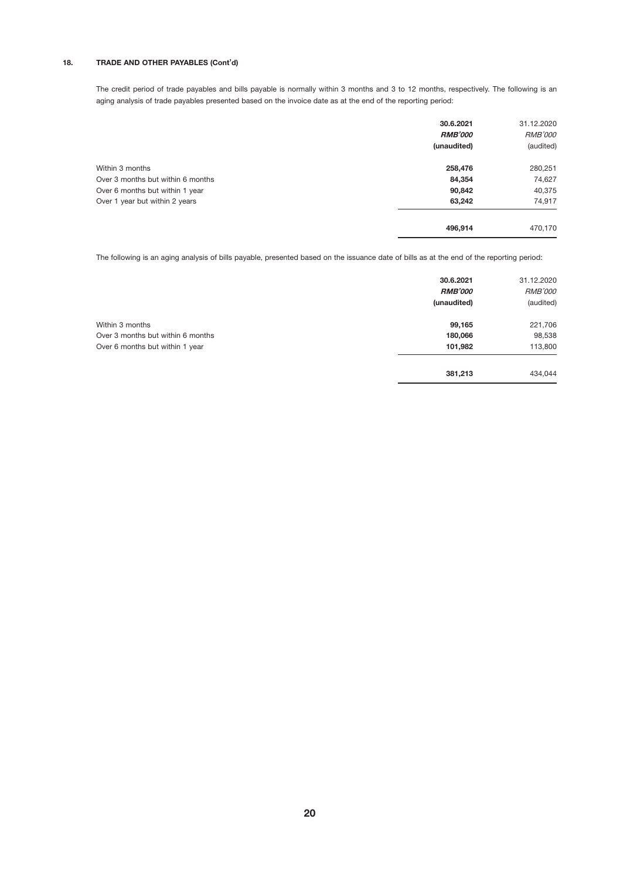## 18. TRADE AND OTHER PAYABLES (Cont'd)

The credit period of trade payables and bills payable is normally within 3 months and 3 to 12 months, respectively. The following is an aging analysis of trade payables presented based on the invoice date as at the end of the reporting period:

| | **30.6.2021** | 31.12.2020 |
|---|---|---|
| | ***RMB'000*** | *RMB'000* |
| | **(unaudited)** | (audited) |
| Within 3 months | **258,476** | 280,251 |
| Over 3 months but within 6 months | **84,354** | 74,627 |
| Over 6 months but within 1 year | **90,842** | 40,375 |
| Over 1 year but within 2 years | **63,242** | 74,917 |
| | **496,914** | 470,170 |

The following is an aging analysis of bills payable, presented based on the issuance date of bills as at the end of the reporting period:

| | **30.6.2021** | 31.12.2020 |
|---|---|---|
| | ***RMB'000*** | *RMB'000* |
| | **(unaudited)** | (audited) |
| Within 3 months | **99,165** | 221,706 |
| Over 3 months but within 6 months | **180,066** | 98,538 |
| Over 6 months but within 1 year | **101,982** | 113,800 |
| | **381,213** | 434,044 |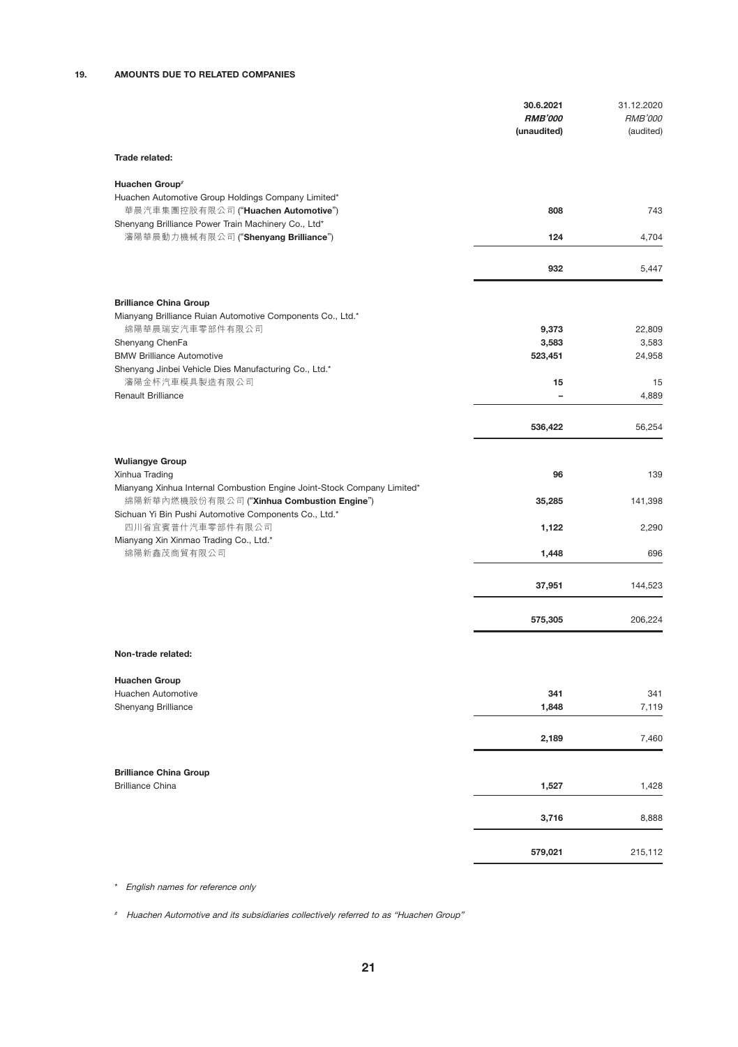## 19. AMOUNTS DUE TO RELATED COMPANIES

| | **30.6.2021** | 31.12.2020 |
|---|---|---|
| | ***RMB'000*** | *RMB'000* |
| | **(unaudited)** | (audited) |
| **Trade related:** | | |
| **Huachen Group#** | | |
| Huachen Automotive Group Holdings Company Limited* 華晨汽車集團控股有限公司 ("**Huachen Automotive**") | **808** | 743 |
| Shenyang Brilliance Power Train Machinery Co., Ltd* 瀋陽華晨動力機械有限公司 ("**Shenyang Brilliance**") | **124** | 4,704 |
| | **932** | 5,447 |
| **Brilliance China Group** | | |
| Mianyang Brilliance Ruian Automotive Components Co., Ltd.* 綿陽華晨瑞安汽車零部件有限公司 | **9,373** | 22,809 |
| Shenyang ChenFa | **3,583** | 3,583 |
| BMW Brilliance Automotive | **523,451** | 24,958 |
| Shenyang Jinbei Vehicle Dies Manufacturing Co., Ltd.* 瀋陽金杯汽車模具製造有限公司 | **15** | 15 |
| Renault Brilliance | **–** | 4,889 |
| | **536,422** | 56,254 |
| **Wuliangye Group** | | |
| Xinhua Trading | **96** | 139 |
| Mianyang Xinhua Internal Combustion Engine Joint-Stock Company Limited* 綿陽新華內燃機股份有限公司 ("**Xinhua Combustion Engine**") | **35,285** | 141,398 |
| Sichuan Yi Bin Pushi Automotive Components Co., Ltd.* 四川省宜賓普什汽車零部件有限公司 | **1,122** | 2,290 |
| Mianyang Xin Xinmao Trading Co., Ltd.* 綿陽新鑫茂商貿有限公司 | **1,448** | 696 |
| | **37,951** | 144,523 |
| | **575,305** | 206,224 |
| **Non-trade related:** | | |
| **Huachen Group** | | |
| Huachen Automotive | **341** | 341 |
| Shenyang Brilliance | **1,848** | 7,119 |
| | **2,189** | 7,460 |
| **Brilliance China Group** | | |
| Brilliance China | **1,527** | 1,428 |
| | **3,716** | 8,888 |
| | **579,021** | 215,112 |

\* *English names for reference only*

\# *Huachen Automotive and its subsidiaries collectively referred to as "Huachen Group"*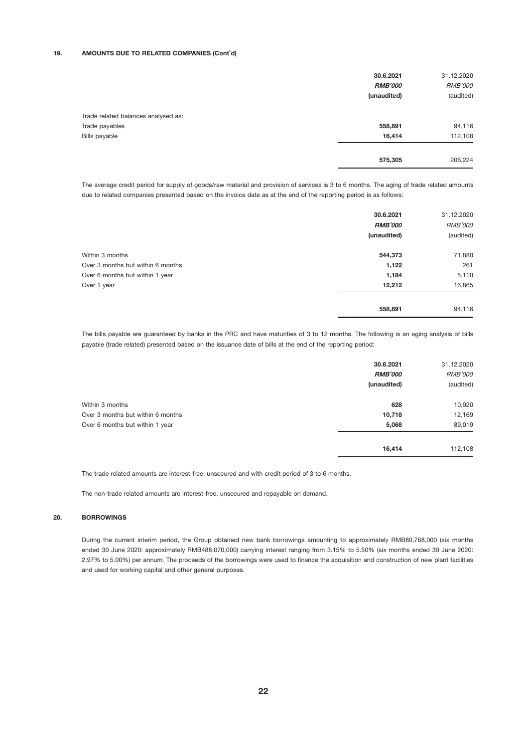### 19. AMOUNTS DUE TO RELATED COMPANIES (Cont'd)

| | 30.6.2021 | 31.12.2020 |
|---|---|---|
| | *RMB'000* | *RMB'000* |
| | (unaudited) | (audited) |
| Trade related balances analysed as: | | |
| Trade payables | **558,891** | 94,116 |
| Bills payable | **16,414** | 112,108 |
| | **575,305** | 206,224 |

The average credit period for supply of goods/raw material and provision of services is 3 to 6 months. The aging of trade related amounts due to related companies presented based on the invoice date as at the end of the reporting period is as follows:

| | 30.6.2021 | 31.12.2020 |
|---|---|---|
| | *RMB'000* | *RMB'000* |
| | (unaudited) | (audited) |
| Within 3 months | **544,373** | 71,880 |
| Over 3 months but within 6 months | **1,122** | 261 |
| Over 6 months but within 1 year | **1,184** | 5,110 |
| Over 1 year | **12,212** | 16,865 |
| | **558,891** | 94,116 |

The bills payable are guaranteed by banks in the PRC and have maturities of 3 to 12 months. The following is an aging analysis of bills payable (trade related) presented based on the issuance date of bills at the end of the reporting period:

| | 30.6.2021 | 31.12.2020 |
|---|---|---|
| | *RMB'000* | *RMB'000* |
| | (unaudited) | (audited) |
| Within 3 months | **628** | 10,920 |
| Over 3 months but within 6 months | **10,718** | 12,169 |
| Over 6 months but within 1 year | **5,068** | 89,019 |
| | **16,414** | 112,108 |

The trade related amounts are interest-free, unsecured and with credit period of 3 to 6 months.

The non-trade related amounts are interest-free, unsecured and repayable on demand.

### 20. BORROWINGS

During the current interim period, the Group obtained new bank borrowings amounting to approximately RMB80,768,000 (six months ended 30 June 2020: approximately RMB488,070,000) carrying interest ranging from 3.15% to 5.50% (six months ended 30 June 2020: 2.97% to 5.00%) per annum. The proceeds of the borrowings were used to finance the acquisition and construction of new plant facilities and used for working capital and other general purposes.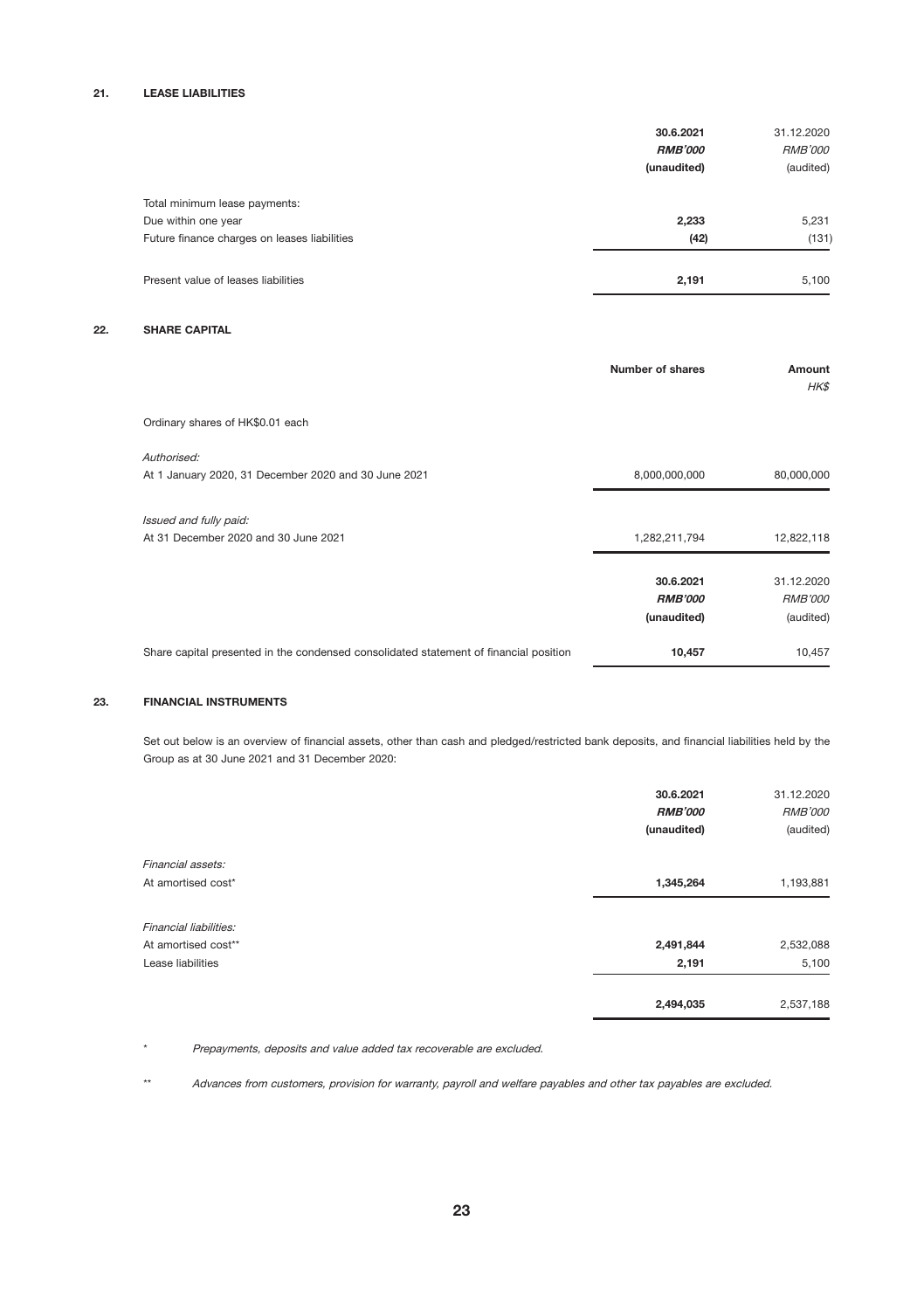## 21. LEASE LIABILITIES

| | 30.6.2021 | 31.12.2020 |
|---|---|---|
| | ***RMB'000*** | *RMB'000* |
| | **(unaudited)** | (audited) |
| Total minimum lease payments: | | |
| Due within one year | **2,233** | 5,231 |
| Future finance charges on leases liabilities | **(42)** | (131) |
| Present value of leases liabilities | **2,191** | 5,100 |

## 22. SHARE CAPITAL

| | Number of shares | Amount |
|---|---|---|
| | | *HK$* |
| Ordinary shares of HK$0.01 each | | |
| *Authorised:* | | |
| At 1 January 2020, 31 December 2020 and 30 June 2021 | 8,000,000,000 | 80,000,000 |
| *Issued and fully paid:* | | |
| At 31 December 2020 and 30 June 2021 | 1,282,211,794 | 12,822,118 |

| | 30.6.2021 | 31.12.2020 |
|---|---|---|
| | ***RMB'000*** | *RMB'000* |
| | **(unaudited)** | (audited) |
| Share capital presented in the condensed consolidated statement of financial position | **10,457** | 10,457 |

## 23. FINANCIAL INSTRUMENTS

Set out below is an overview of financial assets, other than cash and pledged/restricted bank deposits, and financial liabilities held by the Group as at 30 June 2021 and 31 December 2020:

| | 30.6.2021 | 31.12.2020 |
|---|---|---|
| | ***RMB'000*** | *RMB'000* |
| | **(unaudited)** | (audited) |
| *Financial assets:* | | |
| At amortised cost* | **1,345,264** | 1,193,881 |
| *Financial liabilities:* | | |
| At amortised cost** | **2,491,844** | 2,532,088 |
| Lease liabilities | **2,191** | 5,100 |
| | **2,494,035** | 2,537,188 |

\* *Prepayments, deposits and value added tax recoverable are excluded.*

\*\* *Advances from customers, provision for warranty, payroll and welfare payables and other tax payables are excluded.*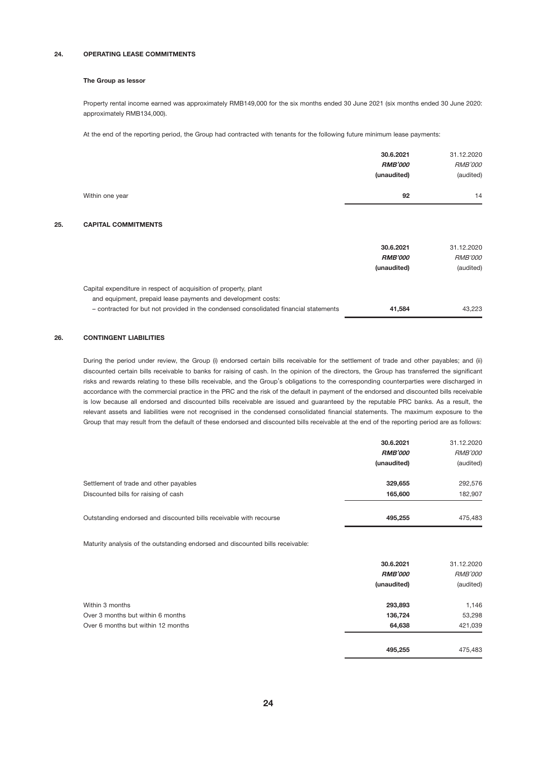## 24. OPERATING LEASE COMMITMENTS

### The Group as lessor

Property rental income earned was approximately RMB149,000 for the six months ended 30 June 2021 (six months ended 30 June 2020: approximately RMB134,000).

At the end of the reporting period, the Group had contracted with tenants for the following future minimum lease payments:

| | **30.6.2021** | 31.12.2020 |
|---|---|---|
| | ***RMB'000*** | *RMB'000* |
| | **(unaudited)** | (audited) |
| Within one year | **92** | 14 |

## 25. CAPITAL COMMITMENTS

| | **30.6.2021** | 31.12.2020 |
|---|---|---|
| | ***RMB'000*** | *RMB'000* |
| | **(unaudited)** | (audited) |
| Capital expenditure in respect of acquisition of property, plant and equipment, prepaid lease payments and development costs: | | |
| – contracted for but not provided in the condensed consolidated financial statements | **41,584** | 43,223 |

## 26. CONTINGENT LIABILITIES

During the period under review, the Group (i) endorsed certain bills receivable for the settlement of trade and other payables; and (ii) discounted certain bills receivable to banks for raising of cash. In the opinion of the directors, the Group has transferred the significant risks and rewards relating to these bills receivable, and the Group's obligations to the corresponding counterparties were discharged in accordance with the commercial practice in the PRC and the risk of the default in payment of the endorsed and discounted bills receivable is low because all endorsed and discounted bills receivable are issued and guaranteed by the reputable PRC banks. As a result, the relevant assets and liabilities were not recognised in the condensed consolidated financial statements. The maximum exposure to the Group that may result from the default of these endorsed and discounted bills receivable at the end of the reporting period are as follows:

| | **30.6.2021** | 31.12.2020 |
|---|---|---|
| | ***RMB'000*** | *RMB'000* |
| | **(unaudited)** | (audited) |
| Settlement of trade and other payables | **329,655** | 292,576 |
| Discounted bills for raising of cash | **165,600** | 182,907 |
| Outstanding endorsed and discounted bills receivable with recourse | **495,255** | 475,483 |

Maturity analysis of the outstanding endorsed and discounted bills receivable:

| | **30.6.2021** | 31.12.2020 |
|---|---|---|
| | ***RMB'000*** | *RMB'000* |
| | **(unaudited)** | (audited) |
| Within 3 months | **293,893** | 1,146 |
| Over 3 months but within 6 months | **136,724** | 53,298 |
| Over 6 months but within 12 months | **64,638** | 421,039 |
| | **495,255** | 475,483 |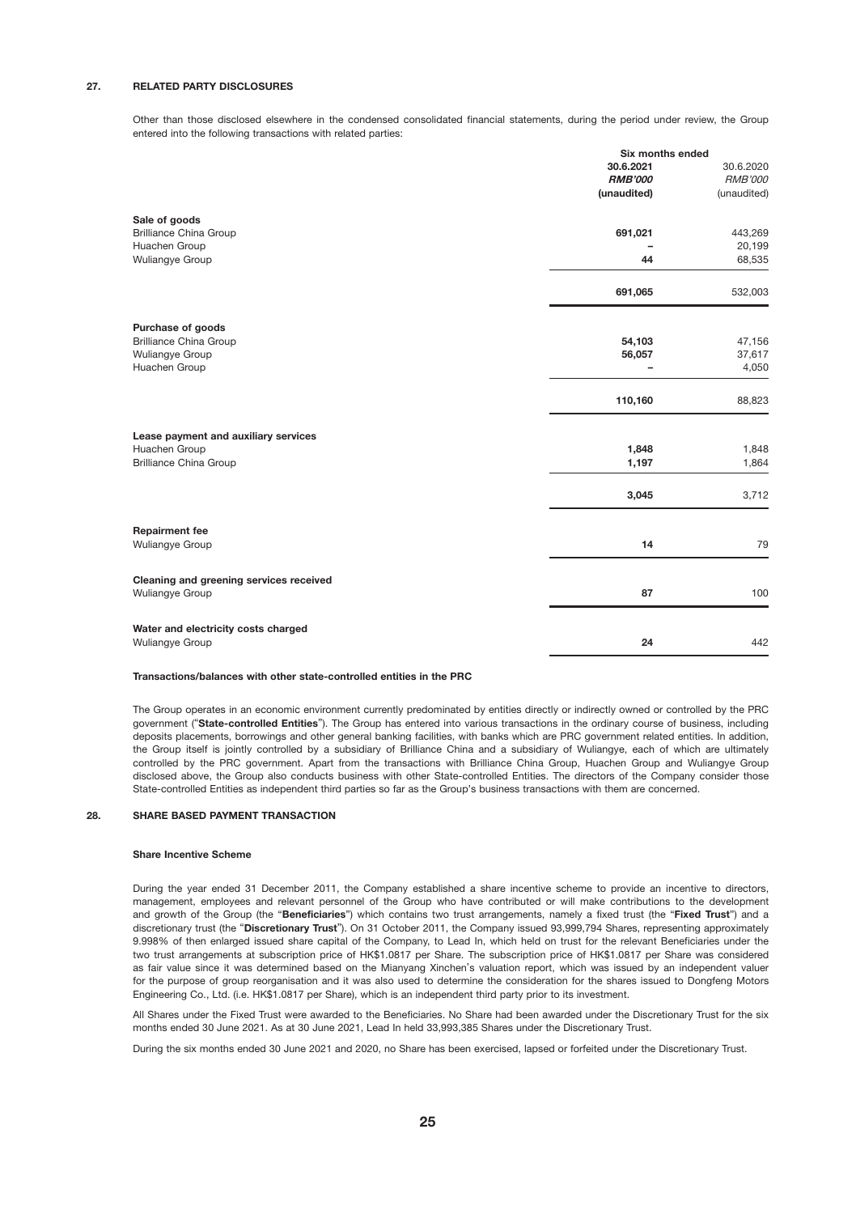## 27. RELATED PARTY DISCLOSURES

Other than those disclosed elsewhere in the condensed consolidated financial statements, during the period under review, the Group entered into the following transactions with related parties:

| | Six months ended | |
|---|---|---|
| | **30.6.2021** | 30.6.2020 |
| | ***RMB'000*** | *RMB'000* |
| | **(unaudited)** | (unaudited) |
| **Sale of goods** | | |
| Brilliance China Group | **691,021** | 443,269 |
| Huachen Group | **–** | 20,199 |
| Wuliangye Group | **44** | 68,535 |
| | **691,065** | 532,003 |
| **Purchase of goods** | | |
| Brilliance China Group | **54,103** | 47,156 |
| Wuliangye Group | **56,057** | 37,617 |
| Huachen Group | **–** | 4,050 |
| | **110,160** | 88,823 |
| **Lease payment and auxiliary services** | | |
| Huachen Group | **1,848** | 1,848 |
| Brilliance China Group | **1,197** | 1,864 |
| | **3,045** | 3,712 |
| **Repairment fee** | | |
| Wuliangye Group | **14** | 79 |
| **Cleaning and greening services received** | | |
| Wuliangye Group | **87** | 100 |
| **Water and electricity costs charged** | | |
| Wuliangye Group | **24** | 442 |

**Transactions/balances with other state-controlled entities in the PRC**

The Group operates in an economic environment currently predominated by entities directly or indirectly owned or controlled by the PRC government ("**State-controlled Entities**"). The Group has entered into various transactions in the ordinary course of business, including deposits placements, borrowings and other general banking facilities, with banks which are PRC government related entities. In addition, the Group itself is jointly controlled by a subsidiary of Brilliance China and a subsidiary of Wuliangye, each of which are ultimately controlled by the PRC government. Apart from the transactions with Brilliance China Group, Huachen Group and Wuliangye Group disclosed above, the Group also conducts business with other State-controlled Entities. The directors of the Company consider those State-controlled Entities as independent third parties so far as the Group's business transactions with them are concerned.

## 28. SHARE BASED PAYMENT TRANSACTION

**Share Incentive Scheme**

During the year ended 31 December 2011, the Company established a share incentive scheme to provide an incentive to directors, management, employees and relevant personnel of the Group who have contributed or will make contributions to the development and growth of the Group (the "**Beneficiaries**") which contains two trust arrangements, namely a fixed trust (the "**Fixed Trust**") and a discretionary trust (the "**Discretionary Trust**"). On 31 October 2011, the Company issued 93,999,794 Shares, representing approximately 9.998% of then enlarged issued share capital of the Company, to Lead In, which held on trust for the relevant Beneficiaries under the two trust arrangements at subscription price of HK$1.0817 per Share. The subscription price of HK$1.0817 per Share was considered as fair value since it was determined based on the Mianyang Xinchen's valuation report, which was issued by an independent valuer for the purpose of group reorganisation and it was also used to determine the consideration for the shares issued to Dongfeng Motors Engineering Co., Ltd. (i.e. HK$1.0817 per Share), which is an independent third party prior to its investment.

All Shares under the Fixed Trust were awarded to the Beneficiaries. No Share had been awarded under the Discretionary Trust for the six months ended 30 June 2021. As at 30 June 2021, Lead In held 33,993,385 Shares under the Discretionary Trust.

During the six months ended 30 June 2021 and 2020, no Share has been exercised, lapsed or forfeited under the Discretionary Trust.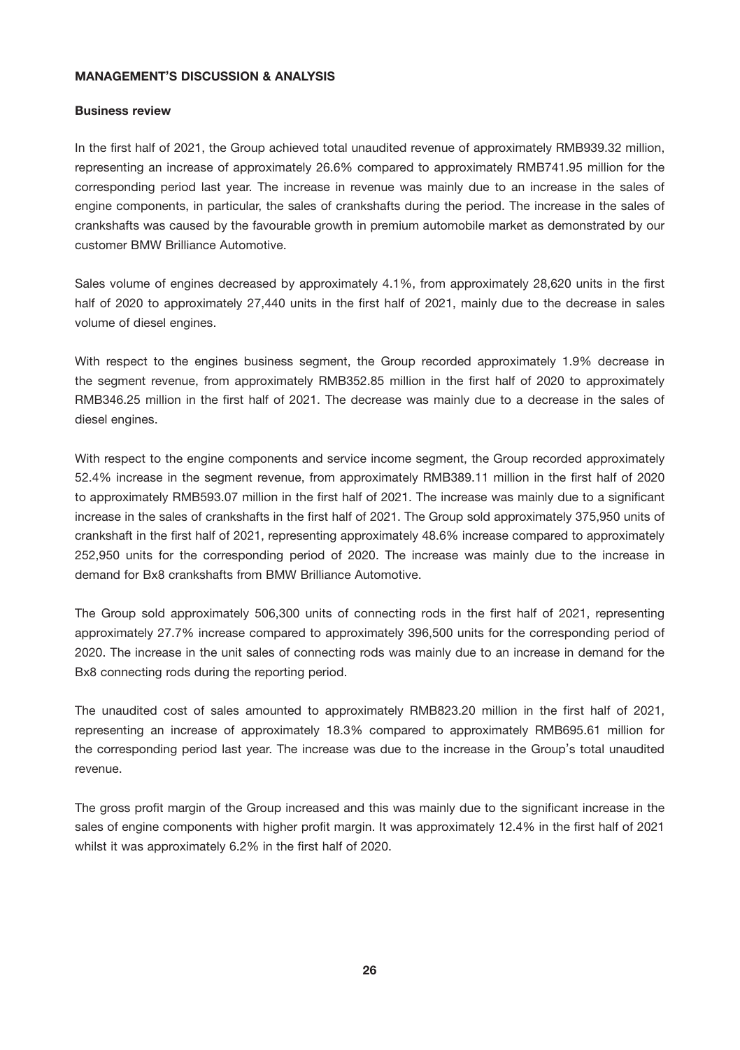## MANAGEMENT'S DISCUSSION & ANALYSIS

### Business review

In the first half of 2021, the Group achieved total unaudited revenue of approximately RMB939.32 million, representing an increase of approximately 26.6% compared to approximately RMB741.95 million for the corresponding period last year. The increase in revenue was mainly due to an increase in the sales of engine components, in particular, the sales of crankshafts during the period. The increase in the sales of crankshafts was caused by the favourable growth in premium automobile market as demonstrated by our customer BMW Brilliance Automotive.

Sales volume of engines decreased by approximately 4.1%, from approximately 28,620 units in the first half of 2020 to approximately 27,440 units in the first half of 2021, mainly due to the decrease in sales volume of diesel engines.

With respect to the engines business segment, the Group recorded approximately 1.9% decrease in the segment revenue, from approximately RMB352.85 million in the first half of 2020 to approximately RMB346.25 million in the first half of 2021. The decrease was mainly due to a decrease in the sales of diesel engines.

With respect to the engine components and service income segment, the Group recorded approximately 52.4% increase in the segment revenue, from approximately RMB389.11 million in the first half of 2020 to approximately RMB593.07 million in the first half of 2021. The increase was mainly due to a significant increase in the sales of crankshafts in the first half of 2021. The Group sold approximately 375,950 units of crankshaft in the first half of 2021, representing approximately 48.6% increase compared to approximately 252,950 units for the corresponding period of 2020. The increase was mainly due to the increase in demand for Bx8 crankshafts from BMW Brilliance Automotive.

The Group sold approximately 506,300 units of connecting rods in the first half of 2021, representing approximately 27.7% increase compared to approximately 396,500 units for the corresponding period of 2020. The increase in the unit sales of connecting rods was mainly due to an increase in demand for the Bx8 connecting rods during the reporting period.

The unaudited cost of sales amounted to approximately RMB823.20 million in the first half of 2021, representing an increase of approximately 18.3% compared to approximately RMB695.61 million for the corresponding period last year. The increase was due to the increase in the Group's total unaudited revenue.

The gross profit margin of the Group increased and this was mainly due to the significant increase in the sales of engine components with higher profit margin. It was approximately 12.4% in the first half of 2021 whilst it was approximately 6.2% in the first half of 2020.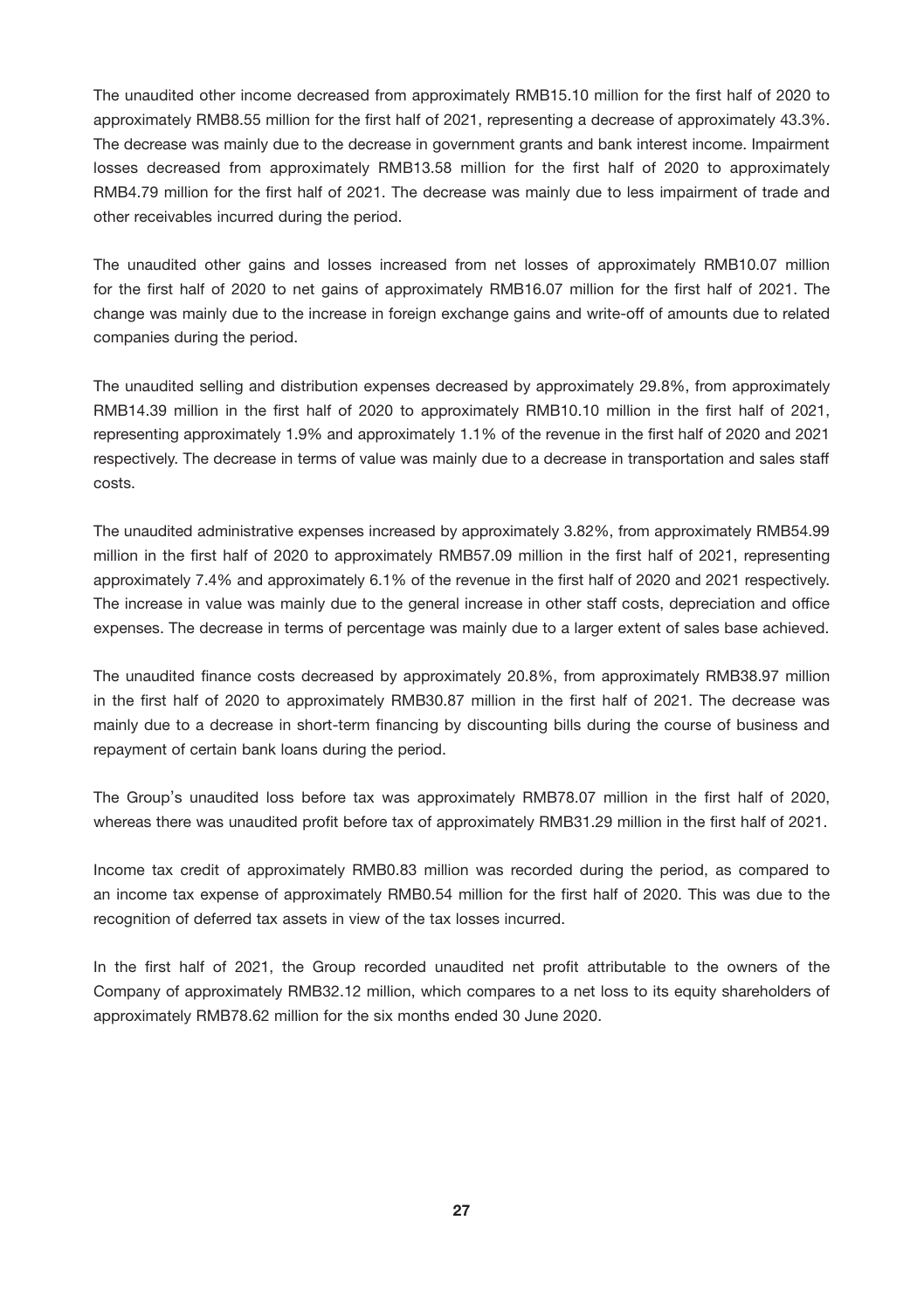The unaudited other income decreased from approximately RMB15.10 million for the first half of 2020 to approximately RMB8.55 million for the first half of 2021, representing a decrease of approximately 43.3%. The decrease was mainly due to the decrease in government grants and bank interest income. Impairment losses decreased from approximately RMB13.58 million for the first half of 2020 to approximately RMB4.79 million for the first half of 2021. The decrease was mainly due to less impairment of trade and other receivables incurred during the period.

The unaudited other gains and losses increased from net losses of approximately RMB10.07 million for the first half of 2020 to net gains of approximately RMB16.07 million for the first half of 2021. The change was mainly due to the increase in foreign exchange gains and write-off of amounts due to related companies during the period.

The unaudited selling and distribution expenses decreased by approximately 29.8%, from approximately RMB14.39 million in the first half of 2020 to approximately RMB10.10 million in the first half of 2021, representing approximately 1.9% and approximately 1.1% of the revenue in the first half of 2020 and 2021 respectively. The decrease in terms of value was mainly due to a decrease in transportation and sales staff costs.

The unaudited administrative expenses increased by approximately 3.82%, from approximately RMB54.99 million in the first half of 2020 to approximately RMB57.09 million in the first half of 2021, representing approximately 7.4% and approximately 6.1% of the revenue in the first half of 2020 and 2021 respectively. The increase in value was mainly due to the general increase in other staff costs, depreciation and office expenses. The decrease in terms of percentage was mainly due to a larger extent of sales base achieved.

The unaudited finance costs decreased by approximately 20.8%, from approximately RMB38.97 million in the first half of 2020 to approximately RMB30.87 million in the first half of 2021. The decrease was mainly due to a decrease in short-term financing by discounting bills during the course of business and repayment of certain bank loans during the period.

The Group's unaudited loss before tax was approximately RMB78.07 million in the first half of 2020, whereas there was unaudited profit before tax of approximately RMB31.29 million in the first half of 2021.

Income tax credit of approximately RMB0.83 million was recorded during the period, as compared to an income tax expense of approximately RMB0.54 million for the first half of 2020. This was due to the recognition of deferred tax assets in view of the tax losses incurred.

In the first half of 2021, the Group recorded unaudited net profit attributable to the owners of the Company of approximately RMB32.12 million, which compares to a net loss to its equity shareholders of approximately RMB78.62 million for the six months ended 30 June 2020.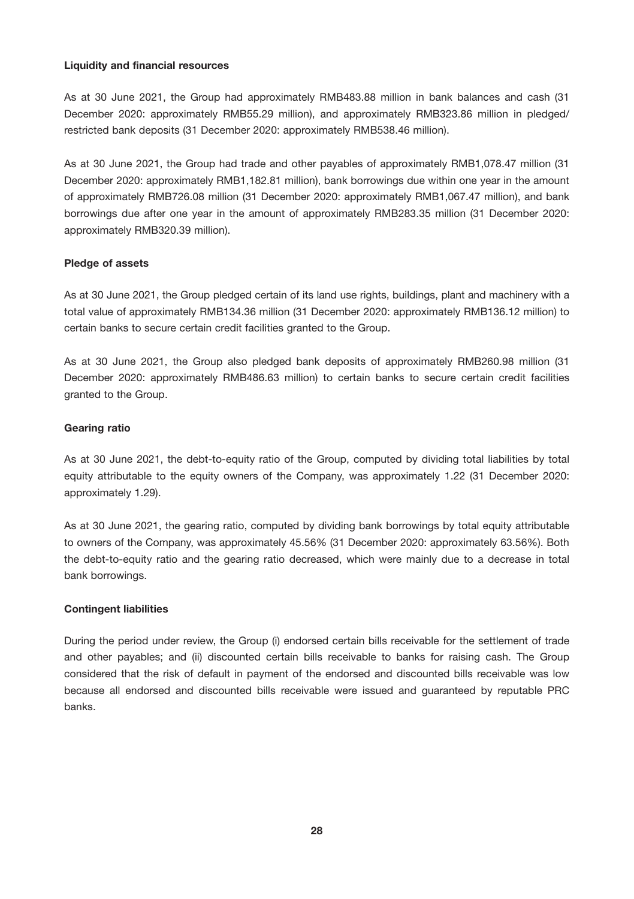**Liquidity and financial resources**

As at 30 June 2021, the Group had approximately RMB483.88 million in bank balances and cash (31 December 2020: approximately RMB55.29 million), and approximately RMB323.86 million in pledged/restricted bank deposits (31 December 2020: approximately RMB538.46 million).

As at 30 June 2021, the Group had trade and other payables of approximately RMB1,078.47 million (31 December 2020: approximately RMB1,182.81 million), bank borrowings due within one year in the amount of approximately RMB726.08 million (31 December 2020: approximately RMB1,067.47 million), and bank borrowings due after one year in the amount of approximately RMB283.35 million (31 December 2020: approximately RMB320.39 million).

**Pledge of assets**

As at 30 June 2021, the Group pledged certain of its land use rights, buildings, plant and machinery with a total value of approximately RMB134.36 million (31 December 2020: approximately RMB136.12 million) to certain banks to secure certain credit facilities granted to the Group.

As at 30 June 2021, the Group also pledged bank deposits of approximately RMB260.98 million (31 December 2020: approximately RMB486.63 million) to certain banks to secure certain credit facilities granted to the Group.

**Gearing ratio**

As at 30 June 2021, the debt-to-equity ratio of the Group, computed by dividing total liabilities by total equity attributable to the equity owners of the Company, was approximately 1.22 (31 December 2020: approximately 1.29).

As at 30 June 2021, the gearing ratio, computed by dividing bank borrowings by total equity attributable to owners of the Company, was approximately 45.56% (31 December 2020: approximately 63.56%). Both the debt-to-equity ratio and the gearing ratio decreased, which were mainly due to a decrease in total bank borrowings.

**Contingent liabilities**

During the period under review, the Group (i) endorsed certain bills receivable for the settlement of trade and other payables; and (ii) discounted certain bills receivable to banks for raising cash. The Group considered that the risk of default in payment of the endorsed and discounted bills receivable was low because all endorsed and discounted bills receivable were issued and guaranteed by reputable PRC banks.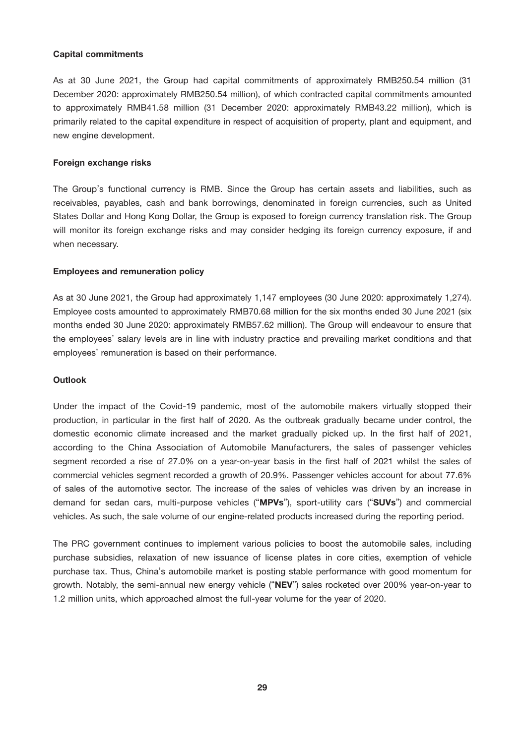**Capital commitments**

As at 30 June 2021, the Group had capital commitments of approximately RMB250.54 million (31 December 2020: approximately RMB250.54 million), of which contracted capital commitments amounted to approximately RMB41.58 million (31 December 2020: approximately RMB43.22 million), which is primarily related to the capital expenditure in respect of acquisition of property, plant and equipment, and new engine development.

**Foreign exchange risks**

The Group's functional currency is RMB. Since the Group has certain assets and liabilities, such as receivables, payables, cash and bank borrowings, denominated in foreign currencies, such as United States Dollar and Hong Kong Dollar, the Group is exposed to foreign currency translation risk. The Group will monitor its foreign exchange risks and may consider hedging its foreign currency exposure, if and when necessary.

**Employees and remuneration policy**

As at 30 June 2021, the Group had approximately 1,147 employees (30 June 2020: approximately 1,274). Employee costs amounted to approximately RMB70.68 million for the six months ended 30 June 2021 (six months ended 30 June 2020: approximately RMB57.62 million). The Group will endeavour to ensure that the employees' salary levels are in line with industry practice and prevailing market conditions and that employees' remuneration is based on their performance.

**Outlook**

Under the impact of the Covid-19 pandemic, most of the automobile makers virtually stopped their production, in particular in the first half of 2020. As the outbreak gradually became under control, the domestic economic climate increased and the market gradually picked up. In the first half of 2021, according to the China Association of Automobile Manufacturers, the sales of passenger vehicles segment recorded a rise of 27.0% on a year-on-year basis in the first half of 2021 whilst the sales of commercial vehicles segment recorded a growth of 20.9%. Passenger vehicles account for about 77.6% of sales of the automotive sector. The increase of the sales of vehicles was driven by an increase in demand for sedan cars, multi-purpose vehicles ("**MPVs**"), sport-utility cars ("**SUVs**") and commercial vehicles. As such, the sale volume of our engine-related products increased during the reporting period.

The PRC government continues to implement various policies to boost the automobile sales, including purchase subsidies, relaxation of new issuance of license plates in core cities, exemption of vehicle purchase tax. Thus, China's automobile market is posting stable performance with good momentum for growth. Notably, the semi-annual new energy vehicle ("**NEV**") sales rocketed over 200% year-on-year to 1.2 million units, which approached almost the full-year volume for the year of 2020.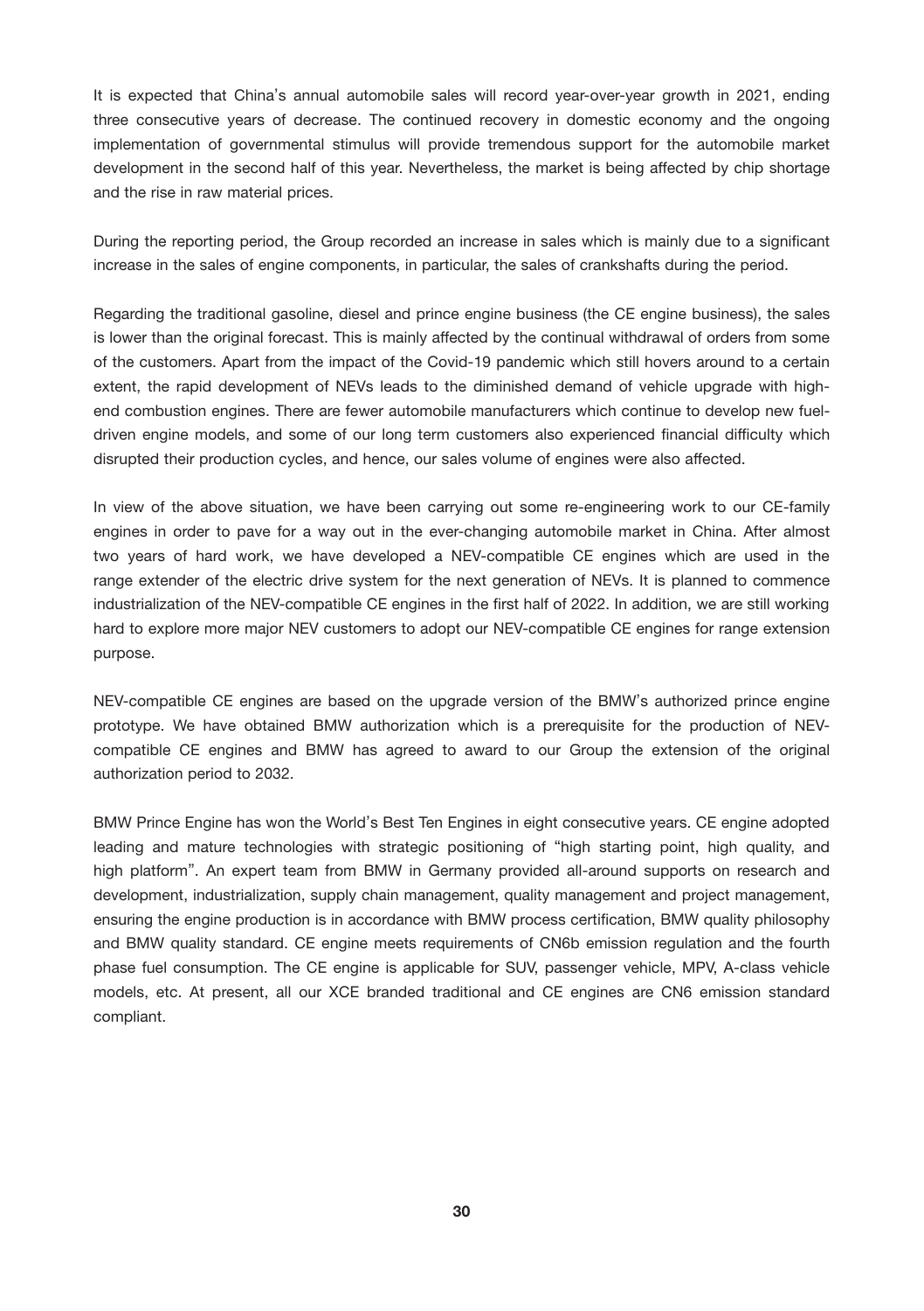It is expected that China's annual automobile sales will record year-over-year growth in 2021, ending three consecutive years of decrease. The continued recovery in domestic economy and the ongoing implementation of governmental stimulus will provide tremendous support for the automobile market development in the second half of this year. Nevertheless, the market is being affected by chip shortage and the rise in raw material prices.

During the reporting period, the Group recorded an increase in sales which is mainly due to a significant increase in the sales of engine components, in particular, the sales of crankshafts during the period.

Regarding the traditional gasoline, diesel and prince engine business (the CE engine business), the sales is lower than the original forecast. This is mainly affected by the continual withdrawal of orders from some of the customers. Apart from the impact of the Covid-19 pandemic which still hovers around to a certain extent, the rapid development of NEVs leads to the diminished demand of vehicle upgrade with high-end combustion engines. There are fewer automobile manufacturers which continue to develop new fuel-driven engine models, and some of our long term customers also experienced financial difficulty which disrupted their production cycles, and hence, our sales volume of engines were also affected.

In view of the above situation, we have been carrying out some re-engineering work to our CE-family engines in order to pave for a way out in the ever-changing automobile market in China. After almost two years of hard work, we have developed a NEV-compatible CE engines which are used in the range extender of the electric drive system for the next generation of NEVs. It is planned to commence industrialization of the NEV-compatible CE engines in the first half of 2022. In addition, we are still working hard to explore more major NEV customers to adopt our NEV-compatible CE engines for range extension purpose.

NEV-compatible CE engines are based on the upgrade version of the BMW's authorized prince engine prototype. We have obtained BMW authorization which is a prerequisite for the production of NEV-compatible CE engines and BMW has agreed to award to our Group the extension of the original authorization period to 2032.

BMW Prince Engine has won the World's Best Ten Engines in eight consecutive years. CE engine adopted leading and mature technologies with strategic positioning of "high starting point, high quality, and high platform". An expert team from BMW in Germany provided all-around supports on research and development, industrialization, supply chain management, quality management and project management, ensuring the engine production is in accordance with BMW process certification, BMW quality philosophy and BMW quality standard. CE engine meets requirements of CN6b emission regulation and the fourth phase fuel consumption. The CE engine is applicable for SUV, passenger vehicle, MPV, A-class vehicle models, etc. At present, all our XCE branded traditional and CE engines are CN6 emission standard compliant.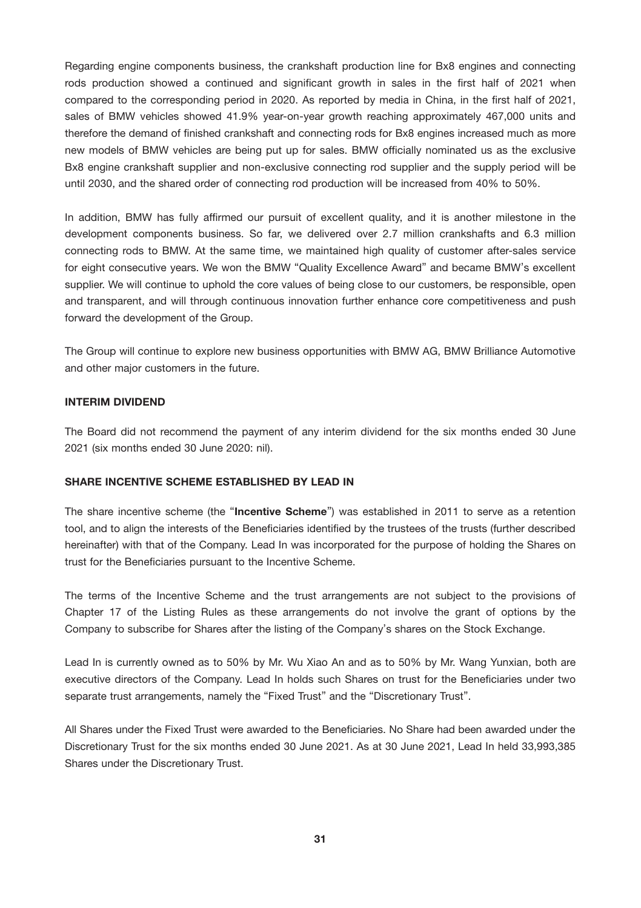Regarding engine components business, the crankshaft production line for Bx8 engines and connecting rods production showed a continued and significant growth in sales in the first half of 2021 when compared to the corresponding period in 2020. As reported by media in China, in the first half of 2021, sales of BMW vehicles showed 41.9% year-on-year growth reaching approximately 467,000 units and therefore the demand of finished crankshaft and connecting rods for Bx8 engines increased much as more new models of BMW vehicles are being put up for sales. BMW officially nominated us as the exclusive Bx8 engine crankshaft supplier and non-exclusive connecting rod supplier and the supply period will be until 2030, and the shared order of connecting rod production will be increased from 40% to 50%.

In addition, BMW has fully affirmed our pursuit of excellent quality, and it is another milestone in the development components business. So far, we delivered over 2.7 million crankshafts and 6.3 million connecting rods to BMW. At the same time, we maintained high quality of customer after-sales service for eight consecutive years. We won the BMW "Quality Excellence Award" and became BMW's excellent supplier. We will continue to uphold the core values of being close to our customers, be responsible, open and transparent, and will through continuous innovation further enhance core competitiveness and push forward the development of the Group.

The Group will continue to explore new business opportunities with BMW AG, BMW Brilliance Automotive and other major customers in the future.

## INTERIM DIVIDEND

The Board did not recommend the payment of any interim dividend for the six months ended 30 June 2021 (six months ended 30 June 2020: nil).

## SHARE INCENTIVE SCHEME ESTABLISHED BY LEAD IN

The share incentive scheme (the "**Incentive Scheme**") was established in 2011 to serve as a retention tool, and to align the interests of the Beneficiaries identified by the trustees of the trusts (further described hereinafter) with that of the Company. Lead In was incorporated for the purpose of holding the Shares on trust for the Beneficiaries pursuant to the Incentive Scheme.

The terms of the Incentive Scheme and the trust arrangements are not subject to the provisions of Chapter 17 of the Listing Rules as these arrangements do not involve the grant of options by the Company to subscribe for Shares after the listing of the Company's shares on the Stock Exchange.

Lead In is currently owned as to 50% by Mr. Wu Xiao An and as to 50% by Mr. Wang Yunxian, both are executive directors of the Company. Lead In holds such Shares on trust for the Beneficiaries under two separate trust arrangements, namely the "Fixed Trust" and the "Discretionary Trust".

All Shares under the Fixed Trust were awarded to the Beneficiaries. No Share had been awarded under the Discretionary Trust for the six months ended 30 June 2021. As at 30 June 2021, Lead In held 33,993,385 Shares under the Discretionary Trust.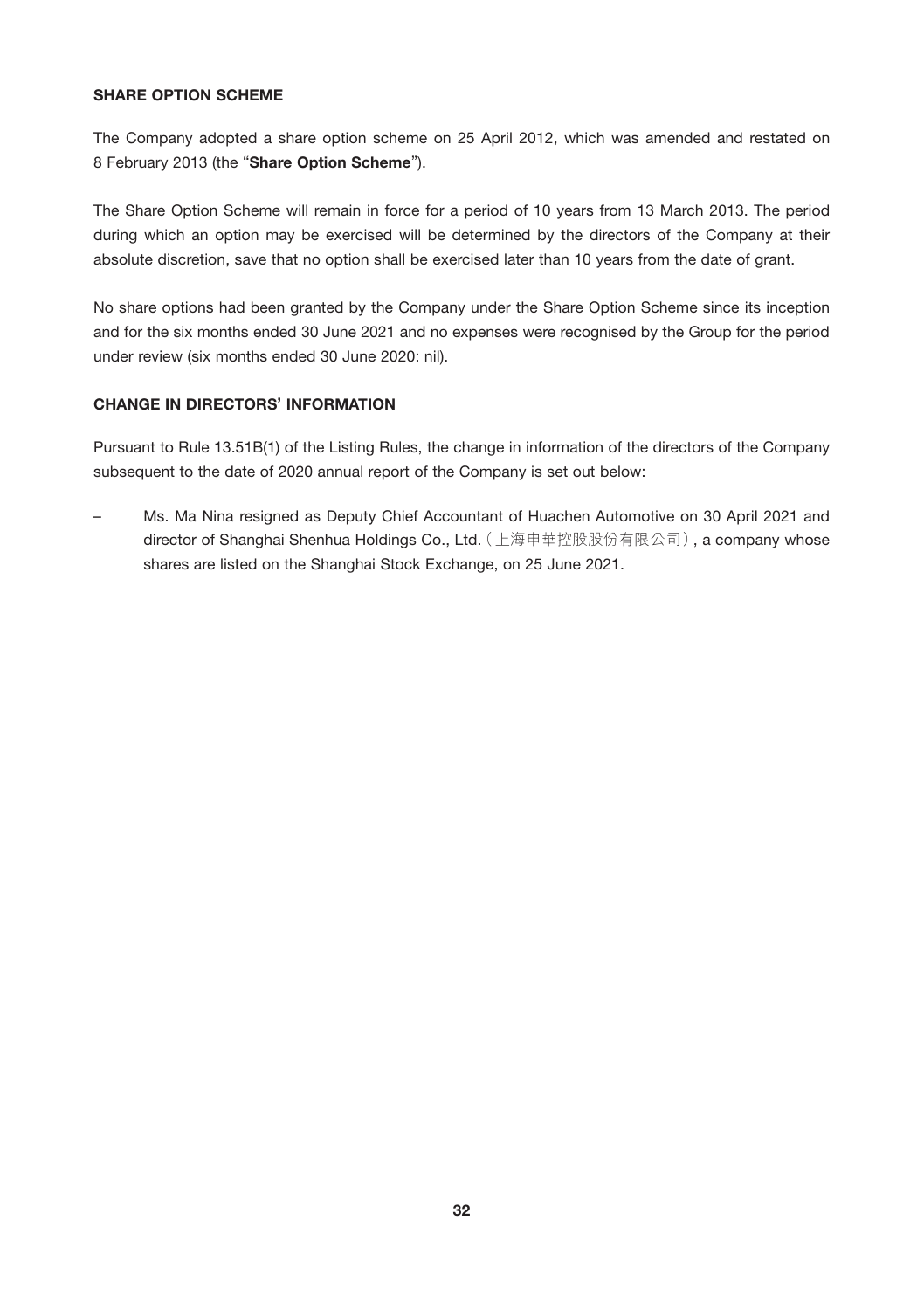## SHARE OPTION SCHEME

The Company adopted a share option scheme on 25 April 2012, which was amended and restated on 8 February 2013 (the "**Share Option Scheme**").

The Share Option Scheme will remain in force for a period of 10 years from 13 March 2013. The period during which an option may be exercised will be determined by the directors of the Company at their absolute discretion, save that no option shall be exercised later than 10 years from the date of grant.

No share options had been granted by the Company under the Share Option Scheme since its inception and for the six months ended 30 June 2021 and no expenses were recognised by the Group for the period under review (six months ended 30 June 2020: nil).

## CHANGE IN DIRECTORS' INFORMATION

Pursuant to Rule 13.51B(1) of the Listing Rules, the change in information of the directors of the Company subsequent to the date of 2020 annual report of the Company is set out below:

– Ms. Ma Nina resigned as Deputy Chief Accountant of Huachen Automotive on 30 April 2021 and director of Shanghai Shenhua Holdings Co., Ltd.（上海申華控股股份有限公司）, a company whose shares are listed on the Shanghai Stock Exchange, on 25 June 2021.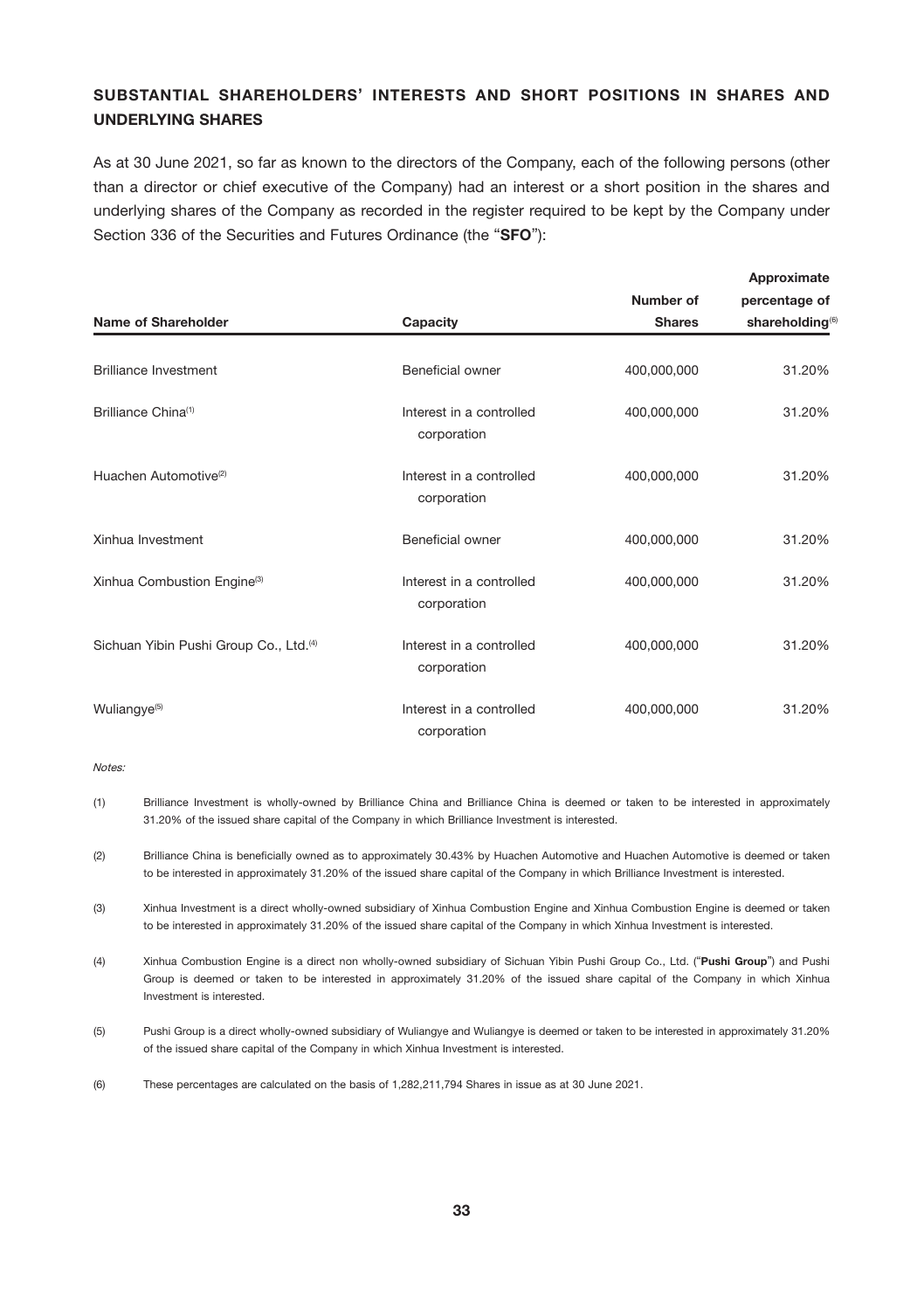## SUBSTANTIAL SHAREHOLDERS' INTERESTS AND SHORT POSITIONS IN SHARES AND UNDERLYING SHARES

As at 30 June 2021, so far as known to the directors of the Company, each of the following persons (other than a director or chief executive of the Company) had an interest or a short position in the shares and underlying shares of the Company as recorded in the register required to be kept by the Company under Section 336 of the Securities and Futures Ordinance (the "**SFO**"):

| Name of Shareholder | Capacity | Number of Shares | Approximate percentage of shareholding[6] |
|---|---|---|---|
| Brilliance Investment | Beneficial owner | 400,000,000 | 31.20% |
| Brilliance China[1] | Interest in a controlled corporation | 400,000,000 | 31.20% |
| Huachen Automotive[2] | Interest in a controlled corporation | 400,000,000 | 31.20% |
| Xinhua Investment | Beneficial owner | 400,000,000 | 31.20% |
| Xinhua Combustion Engine[3] | Interest in a controlled corporation | 400,000,000 | 31.20% |
| Sichuan Yibin Pushi Group Co., Ltd.[4] | Interest in a controlled corporation | 400,000,000 | 31.20% |
| Wuliangye[5] | Interest in a controlled corporation | 400,000,000 | 31.20% |

*Notes:*

(1) Brilliance Investment is wholly-owned by Brilliance China and Brilliance China is deemed or taken to be interested in approximately 31.20% of the issued share capital of the Company in which Brilliance Investment is interested.

(2) Brilliance China is beneficially owned as to approximately 30.43% by Huachen Automotive and Huachen Automotive is deemed or taken to be interested in approximately 31.20% of the issued share capital of the Company in which Brilliance Investment is interested.

(3) Xinhua Investment is a direct wholly-owned subsidiary of Xinhua Combustion Engine and Xinhua Combustion Engine is deemed or taken to be interested in approximately 31.20% of the issued share capital of the Company in which Xinhua Investment is interested.

(4) Xinhua Combustion Engine is a direct non wholly-owned subsidiary of Sichuan Yibin Pushi Group Co., Ltd. ("**Pushi Group**") and Pushi Group is deemed or taken to be interested in approximately 31.20% of the issued share capital of the Company in which Xinhua Investment is interested.

(5) Pushi Group is a direct wholly-owned subsidiary of Wuliangye and Wuliangye is deemed or taken to be interested in approximately 31.20% of the issued share capital of the Company in which Xinhua Investment is interested.

(6) These percentages are calculated on the basis of 1,282,211,794 Shares in issue as at 30 June 2021.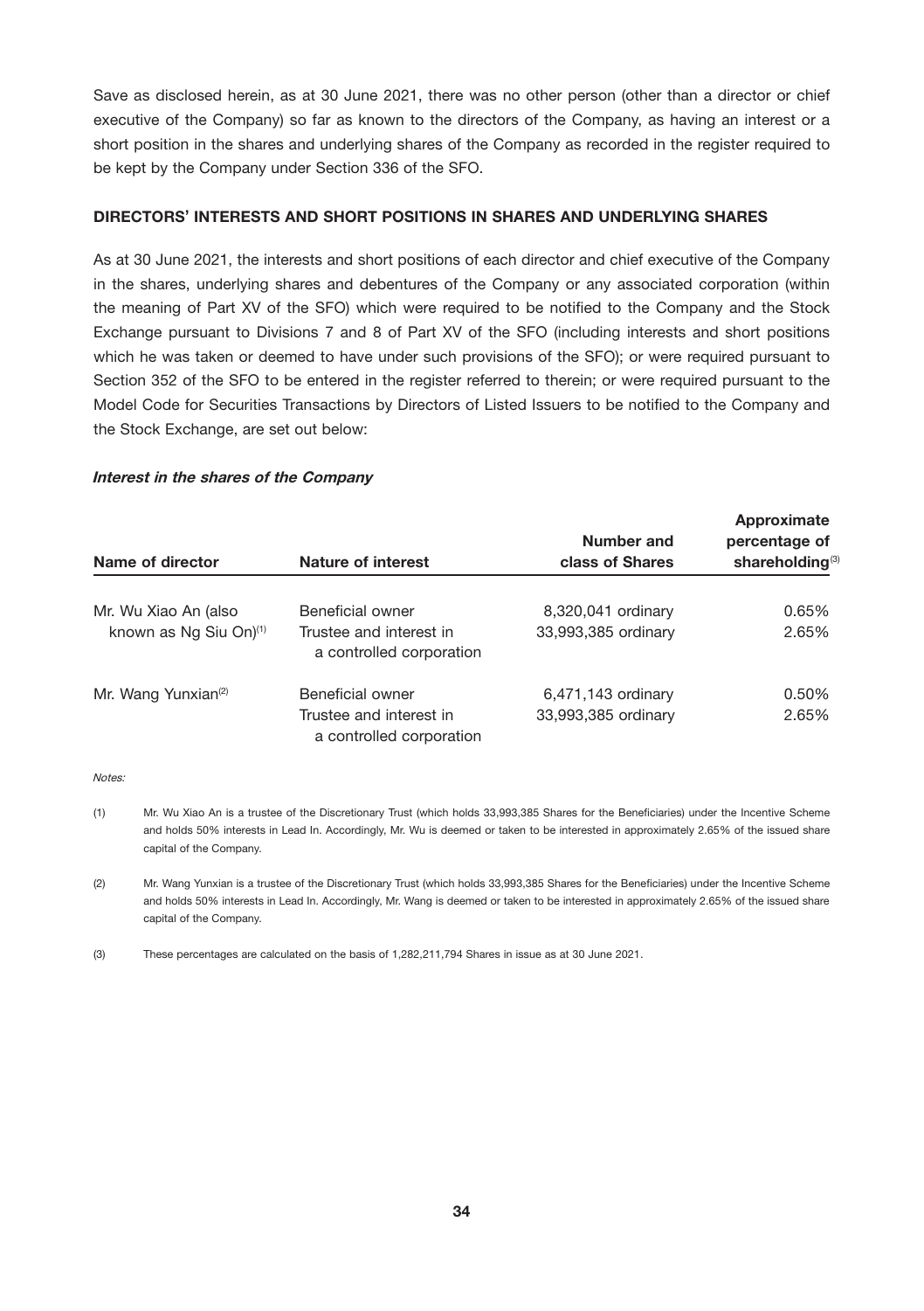Save as disclosed herein, as at 30 June 2021, there was no other person (other than a director or chief executive of the Company) so far as known to the directors of the Company, as having an interest or a short position in the shares and underlying shares of the Company as recorded in the register required to be kept by the Company under Section 336 of the SFO.

**DIRECTORS' INTERESTS AND SHORT POSITIONS IN SHARES AND UNDERLYING SHARES**

As at 30 June 2021, the interests and short positions of each director and chief executive of the Company in the shares, underlying shares and debentures of the Company or any associated corporation (within the meaning of Part XV of the SFO) which were required to be notified to the Company and the Stock Exchange pursuant to Divisions 7 and 8 of Part XV of the SFO (including interests and short positions which he was taken or deemed to have under such provisions of the SFO); or were required pursuant to Section 352 of the SFO to be entered in the register referred to therein; or were required pursuant to the Model Code for Securities Transactions by Directors of Listed Issuers to be notified to the Company and the Stock Exchange, are set out below:

***Interest in the shares of the Company***

| Name of director | Nature of interest | Number and class of Shares | Approximate percentage of shareholding[3] |
|---|---|---|---|
| Mr. Wu Xiao An (also known as Ng Siu On)[1] | Beneficial owner | 8,320,041 ordinary | 0.65% |
| | Trustee and interest in a controlled corporation | 33,993,385 ordinary | 2.65% |
| Mr. Wang Yunxian[2] | Beneficial owner | 6,471,143 ordinary | 0.50% |
| | Trustee and interest in a controlled corporation | 33,993,385 ordinary | 2.65% |

*Notes:*

(1) Mr. Wu Xiao An is a trustee of the Discretionary Trust (which holds 33,993,385 Shares for the Beneficiaries) under the Incentive Scheme and holds 50% interests in Lead In. Accordingly, Mr. Wu is deemed or taken to be interested in approximately 2.65% of the issued share capital of the Company.

(2) Mr. Wang Yunxian is a trustee of the Discretionary Trust (which holds 33,993,385 Shares for the Beneficiaries) under the Incentive Scheme and holds 50% interests in Lead In. Accordingly, Mr. Wang is deemed or taken to be interested in approximately 2.65% of the issued share capital of the Company.

(3) These percentages are calculated on the basis of 1,282,211,794 Shares in issue as at 30 June 2021.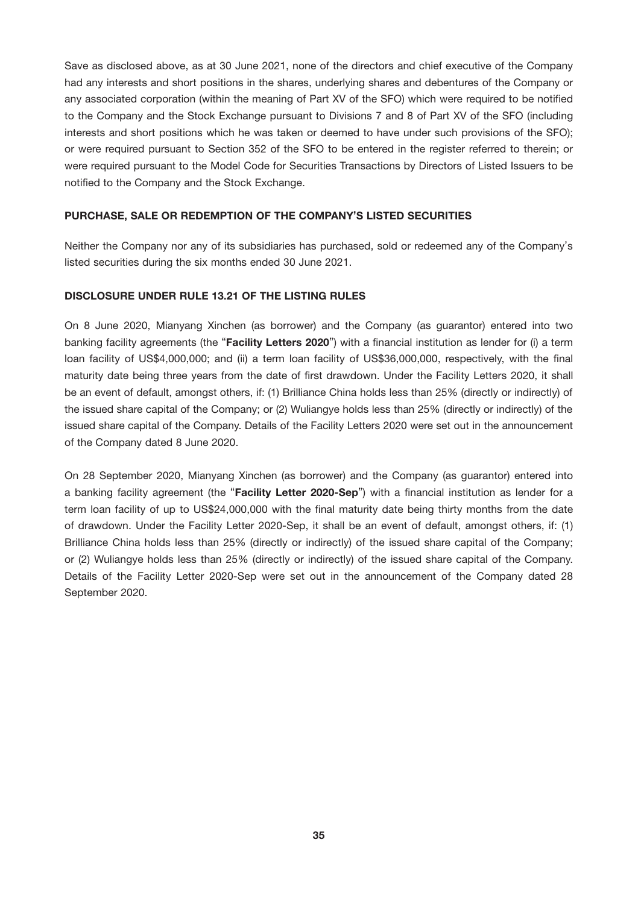Save as disclosed above, as at 30 June 2021, none of the directors and chief executive of the Company had any interests and short positions in the shares, underlying shares and debentures of the Company or any associated corporation (within the meaning of Part XV of the SFO) which were required to be notified to the Company and the Stock Exchange pursuant to Divisions 7 and 8 of Part XV of the SFO (including interests and short positions which he was taken or deemed to have under such provisions of the SFO); or were required pursuant to Section 352 of the SFO to be entered in the register referred to therein; or were required pursuant to the Model Code for Securities Transactions by Directors of Listed Issuers to be notified to the Company and the Stock Exchange.

## PURCHASE, SALE OR REDEMPTION OF THE COMPANY'S LISTED SECURITIES

Neither the Company nor any of its subsidiaries has purchased, sold or redeemed any of the Company's listed securities during the six months ended 30 June 2021.

## DISCLOSURE UNDER RULE 13.21 OF THE LISTING RULES

On 8 June 2020, Mianyang Xinchen (as borrower) and the Company (as guarantor) entered into two banking facility agreements (the "**Facility Letters 2020**") with a financial institution as lender for (i) a term loan facility of US$4,000,000; and (ii) a term loan facility of US$36,000,000, respectively, with the final maturity date being three years from the date of first drawdown. Under the Facility Letters 2020, it shall be an event of default, amongst others, if: (1) Brilliance China holds less than 25% (directly or indirectly) of the issued share capital of the Company; or (2) Wuliangye holds less than 25% (directly or indirectly) of the issued share capital of the Company. Details of the Facility Letters 2020 were set out in the announcement of the Company dated 8 June 2020.

On 28 September 2020, Mianyang Xinchen (as borrower) and the Company (as guarantor) entered into a banking facility agreement (the "**Facility Letter 2020-Sep**") with a financial institution as lender for a term loan facility of up to US$24,000,000 with the final maturity date being thirty months from the date of drawdown. Under the Facility Letter 2020-Sep, it shall be an event of default, amongst others, if: (1) Brilliance China holds less than 25% (directly or indirectly) of the issued share capital of the Company; or (2) Wuliangye holds less than 25% (directly or indirectly) of the issued share capital of the Company. Details of the Facility Letter 2020-Sep were set out in the announcement of the Company dated 28 September 2020.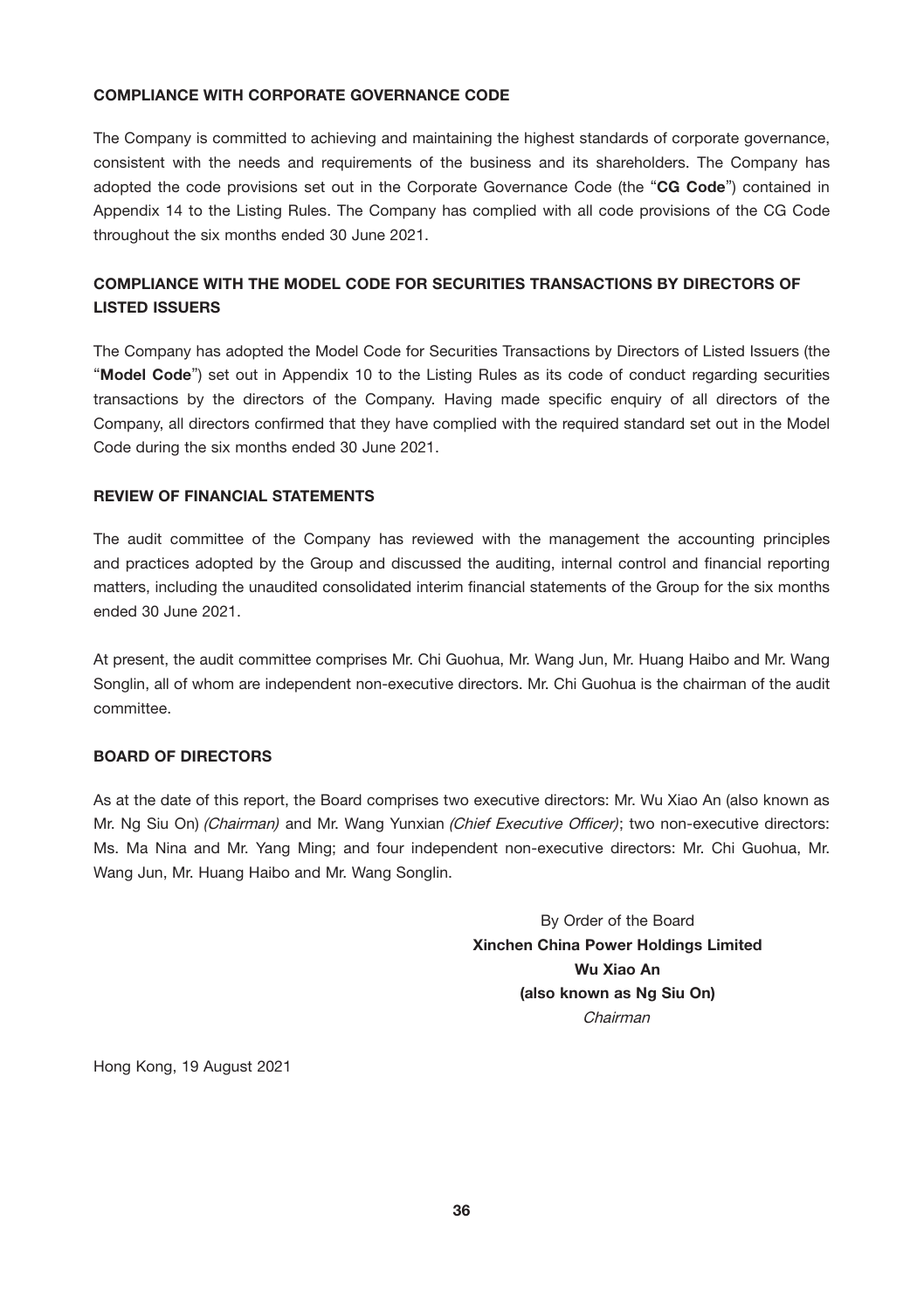## COMPLIANCE WITH CORPORATE GOVERNANCE CODE

The Company is committed to achieving and maintaining the highest standards of corporate governance, consistent with the needs and requirements of the business and its shareholders. The Company has adopted the code provisions set out in the Corporate Governance Code (the "**CG Code**") contained in Appendix 14 to the Listing Rules. The Company has complied with all code provisions of the CG Code throughout the six months ended 30 June 2021.

## COMPLIANCE WITH THE MODEL CODE FOR SECURITIES TRANSACTIONS BY DIRECTORS OF LISTED ISSUERS

The Company has adopted the Model Code for Securities Transactions by Directors of Listed Issuers (the "**Model Code**") set out in Appendix 10 to the Listing Rules as its code of conduct regarding securities transactions by the directors of the Company. Having made specific enquiry of all directors of the Company, all directors confirmed that they have complied with the required standard set out in the Model Code during the six months ended 30 June 2021.

## REVIEW OF FINANCIAL STATEMENTS

The audit committee of the Company has reviewed with the management the accounting principles and practices adopted by the Group and discussed the auditing, internal control and financial reporting matters, including the unaudited consolidated interim financial statements of the Group for the six months ended 30 June 2021.

At present, the audit committee comprises Mr. Chi Guohua, Mr. Wang Jun, Mr. Huang Haibo and Mr. Wang Songlin, all of whom are independent non-executive directors. Mr. Chi Guohua is the chairman of the audit committee.

## BOARD OF DIRECTORS

As at the date of this report, the Board comprises two executive directors: Mr. Wu Xiao An (also known as Mr. Ng Siu On) *(Chairman)* and Mr. Wang Yunxian *(Chief Executive Officer)*; two non-executive directors: Ms. Ma Nina and Mr. Yang Ming; and four independent non-executive directors: Mr. Chi Guohua, Mr. Wang Jun, Mr. Huang Haibo and Mr. Wang Songlin.

By Order of the Board
**Xinchen China Power Holdings Limited**
**Wu Xiao An**
**(also known as Ng Siu On)**
*Chairman*

Hong Kong, 19 August 2021